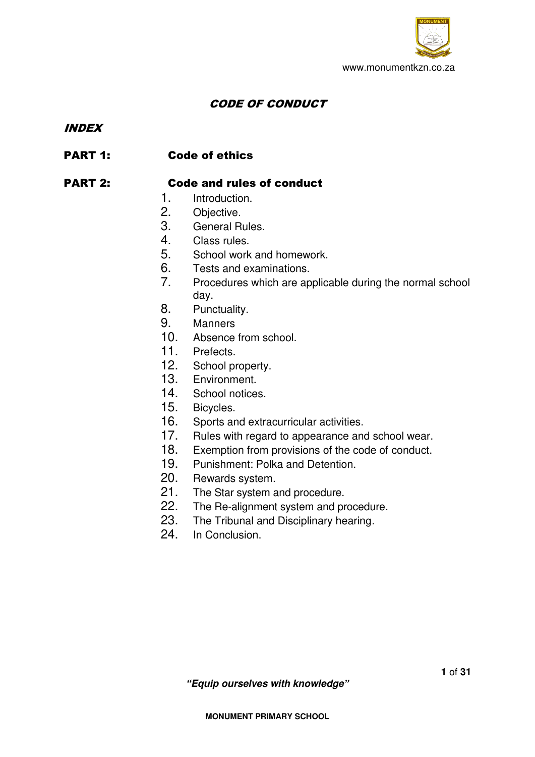www.monumentkzn.co.za

# *CODE OF CONDUCT*

## *INDEX*

**PART 1:** **Code of ethics**

**PART 2:** **Code and rules of conduct**

1. Introduction.
2. Objective.
3. General Rules.
4. Class rules.
5. School work and homework.
6. Tests and examinations.
7. Procedures which are applicable during the normal school day.
8. Punctuality.
9. Manners
10. Absence from school.
11. Prefects.
12. School property.
13. Environment.
14. School notices.
15. Bicycles.
16. Sports and extracurricular activities.
17. Rules with regard to appearance and school wear.
18. Exemption from provisions of the code of conduct.
19. Punishment: Polka and Detention.
20. Rewards system.
21. The Star system and procedure.
22. The Re-alignment system and procedure.
23. The Tribunal and Disciplinary hearing.
24. In Conclusion.

***"Equip ourselves with knowledge"***

**MONUMENT PRIMARY SCHOOL**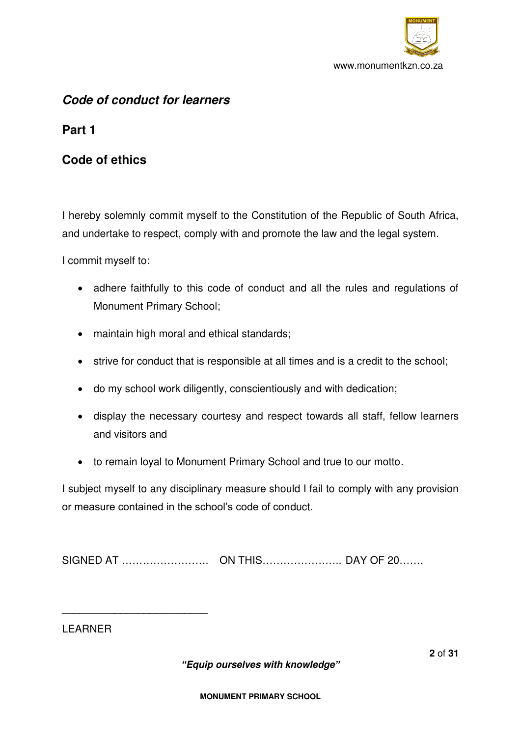## *Code of conduct for learners*

## Part 1

## Code of ethics

I hereby solemnly commit myself to the Constitution of the Republic of South Africa, and undertake to respect, comply with and promote the law and the legal system.

I commit myself to:

- adhere faithfully to this code of conduct and all the rules and regulations of Monument Primary School;
- maintain high moral and ethical standards;
- strive for conduct that is responsible at all times and is a credit to the school;
- do my school work diligently, conscientiously and with dedication;
- display the necessary courtesy and respect towards all staff, fellow learners and visitors and
- to remain loyal to Monument Primary School and true to our motto.

I subject myself to any disciplinary measure should I fail to comply with any provision or measure contained in the school's code of conduct.

SIGNED AT ……………………. ON THIS………………….. DAY OF 20…….

\_\_\_\_\_\_\_\_\_\_\_\_\_\_\_\_\_\_\_\_\_\_\_\_\_

LEARNER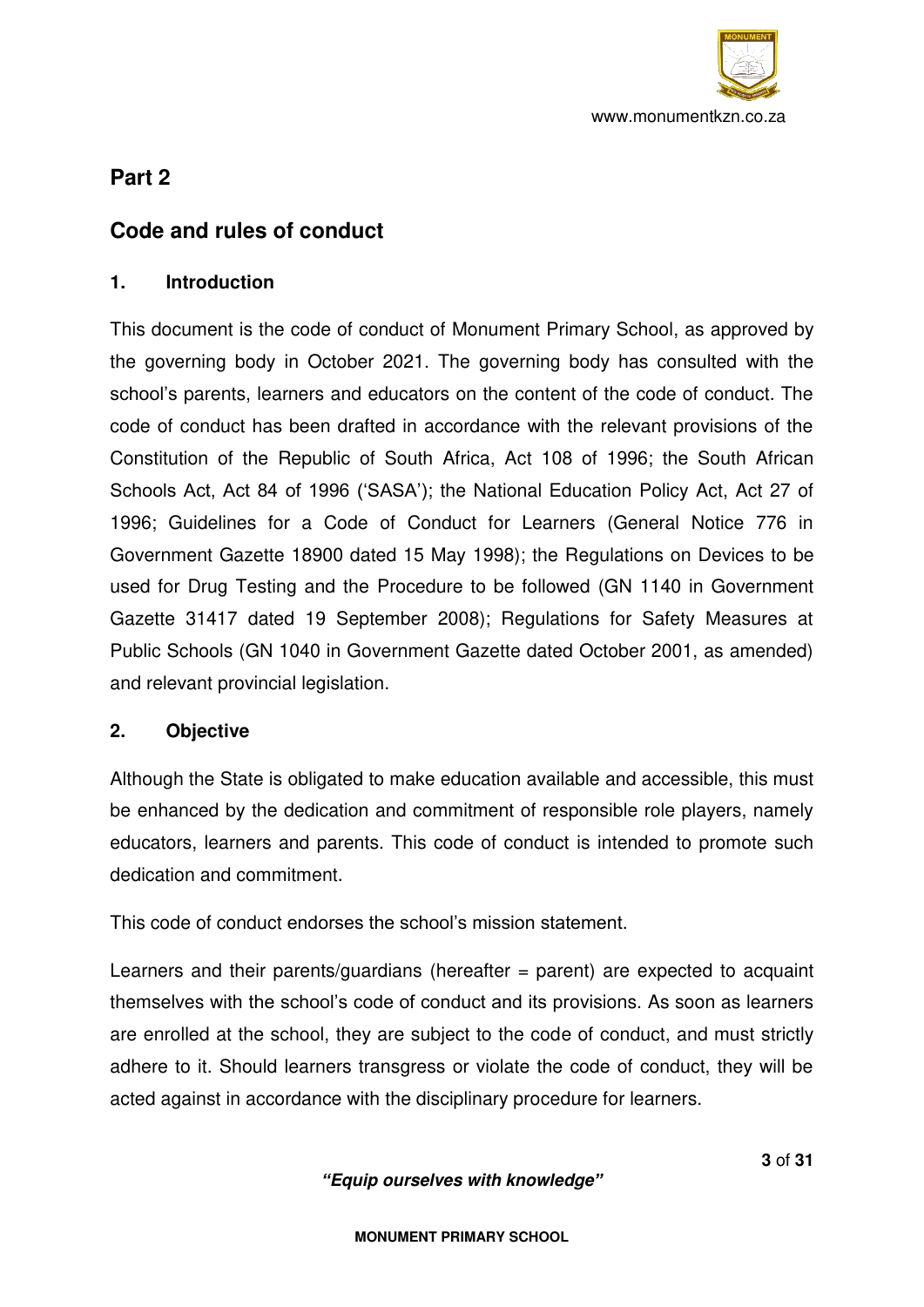# Part 2

## Code and rules of conduct

### 1. Introduction

This document is the code of conduct of Monument Primary School, as approved by the governing body in October 2021. The governing body has consulted with the school's parents, learners and educators on the content of the code of conduct. The code of conduct has been drafted in accordance with the relevant provisions of the Constitution of the Republic of South Africa, Act 108 of 1996; the South African Schools Act, Act 84 of 1996 ('SASA'); the National Education Policy Act, Act 27 of 1996; Guidelines for a Code of Conduct for Learners (General Notice 776 in Government Gazette 18900 dated 15 May 1998); the Regulations on Devices to be used for Drug Testing and the Procedure to be followed (GN 1140 in Government Gazette 31417 dated 19 September 2008); Regulations for Safety Measures at Public Schools (GN 1040 in Government Gazette dated October 2001, as amended) and relevant provincial legislation.

### 2. Objective

Although the State is obligated to make education available and accessible, this must be enhanced by the dedication and commitment of responsible role players, namely educators, learners and parents. This code of conduct is intended to promote such dedication and commitment.

This code of conduct endorses the school's mission statement.

Learners and their parents/guardians (hereafter = parent) are expected to acquaint themselves with the school's code of conduct and its provisions. As soon as learners are enrolled at the school, they are subject to the code of conduct, and must strictly adhere to it. Should learners transgress or violate the code of conduct, they will be acted against in accordance with the disciplinary procedure for learners.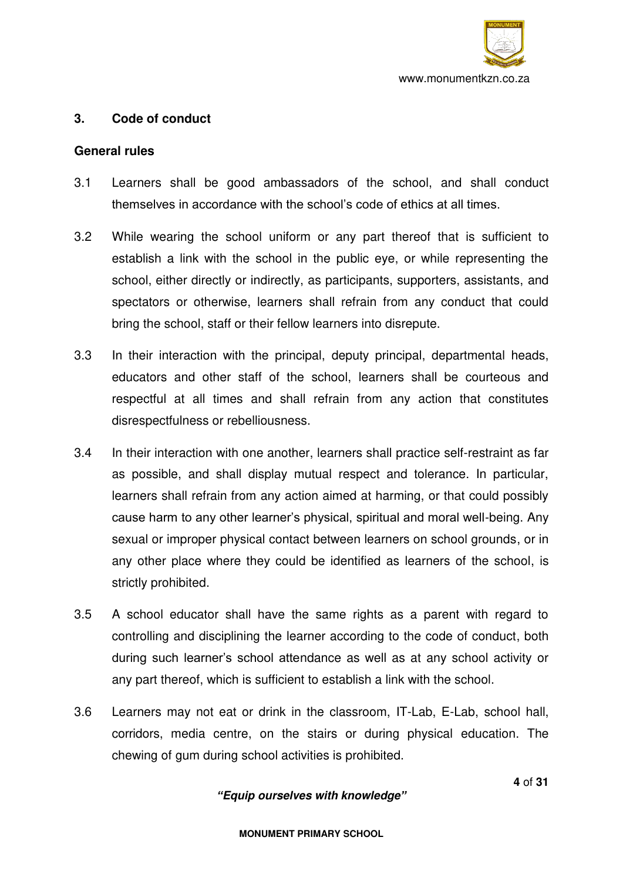## 3. Code of conduct

### General rules

3.1 Learners shall be good ambassadors of the school, and shall conduct themselves in accordance with the school's code of ethics at all times.

3.2 While wearing the school uniform or any part thereof that is sufficient to establish a link with the school in the public eye, or while representing the school, either directly or indirectly, as participants, supporters, assistants, and spectators or otherwise, learners shall refrain from any conduct that could bring the school, staff or their fellow learners into disrepute.

3.3 In their interaction with the principal, deputy principal, departmental heads, educators and other staff of the school, learners shall be courteous and respectful at all times and shall refrain from any action that constitutes disrespectfulness or rebelliousness.

3.4 In their interaction with one another, learners shall practice self-restraint as far as possible, and shall display mutual respect and tolerance. In particular, learners shall refrain from any action aimed at harming, or that could possibly cause harm to any other learner's physical, spiritual and moral well-being. Any sexual or improper physical contact between learners on school grounds, or in any other place where they could be identified as learners of the school, is strictly prohibited.

3.5 A school educator shall have the same rights as a parent with regard to controlling and disciplining the learner according to the code of conduct, both during such learner's school attendance as well as at any school activity or any part thereof, which is sufficient to establish a link with the school.

3.6 Learners may not eat or drink in the classroom, IT-Lab, E-Lab, school hall, corridors, media centre, on the stairs or during physical education. The chewing of gum during school activities is prohibited.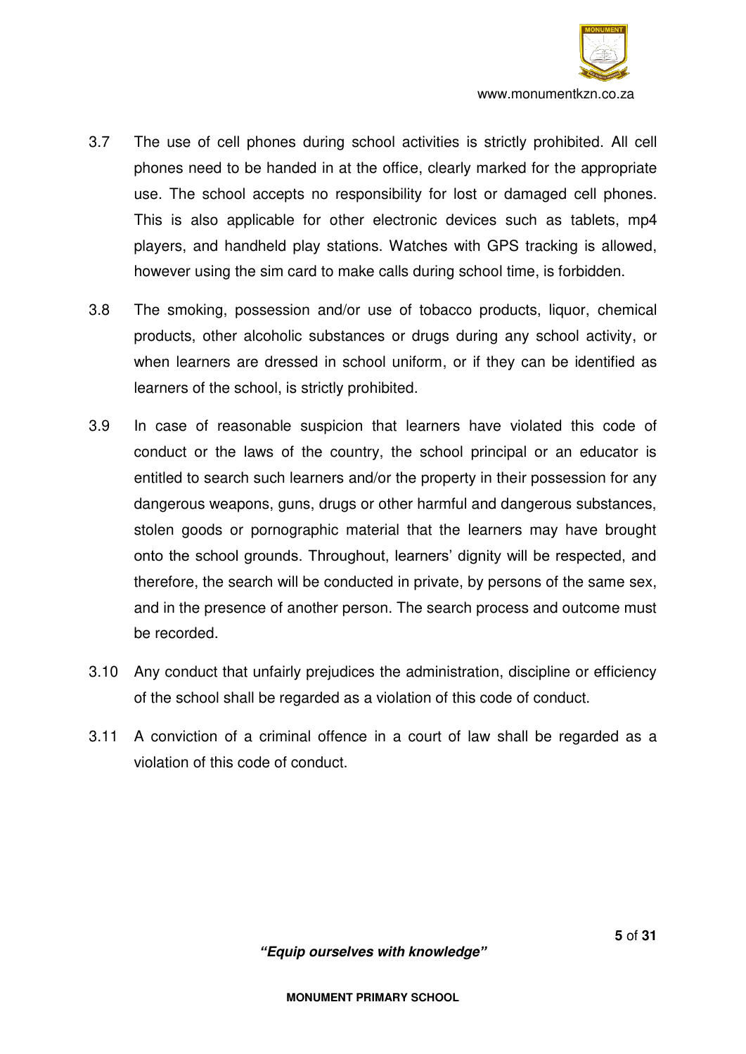3.7 The use of cell phones during school activities is strictly prohibited. All cell phones need to be handed in at the office, clearly marked for the appropriate use. The school accepts no responsibility for lost or damaged cell phones. This is also applicable for other electronic devices such as tablets, mp4 players, and handheld play stations. Watches with GPS tracking is allowed, however using the sim card to make calls during school time, is forbidden.

3.8 The smoking, possession and/or use of tobacco products, liquor, chemical products, other alcoholic substances or drugs during any school activity, or when learners are dressed in school uniform, or if they can be identified as learners of the school, is strictly prohibited.

3.9 In case of reasonable suspicion that learners have violated this code of conduct or the laws of the country, the school principal or an educator is entitled to search such learners and/or the property in their possession for any dangerous weapons, guns, drugs or other harmful and dangerous substances, stolen goods or pornographic material that the learners may have brought onto the school grounds. Throughout, learners' dignity will be respected, and therefore, the search will be conducted in private, by persons of the same sex, and in the presence of another person. The search process and outcome must be recorded.

3.10 Any conduct that unfairly prejudices the administration, discipline or efficiency of the school shall be regarded as a violation of this code of conduct.

3.11 A conviction of a criminal offence in a court of law shall be regarded as a violation of this code of conduct.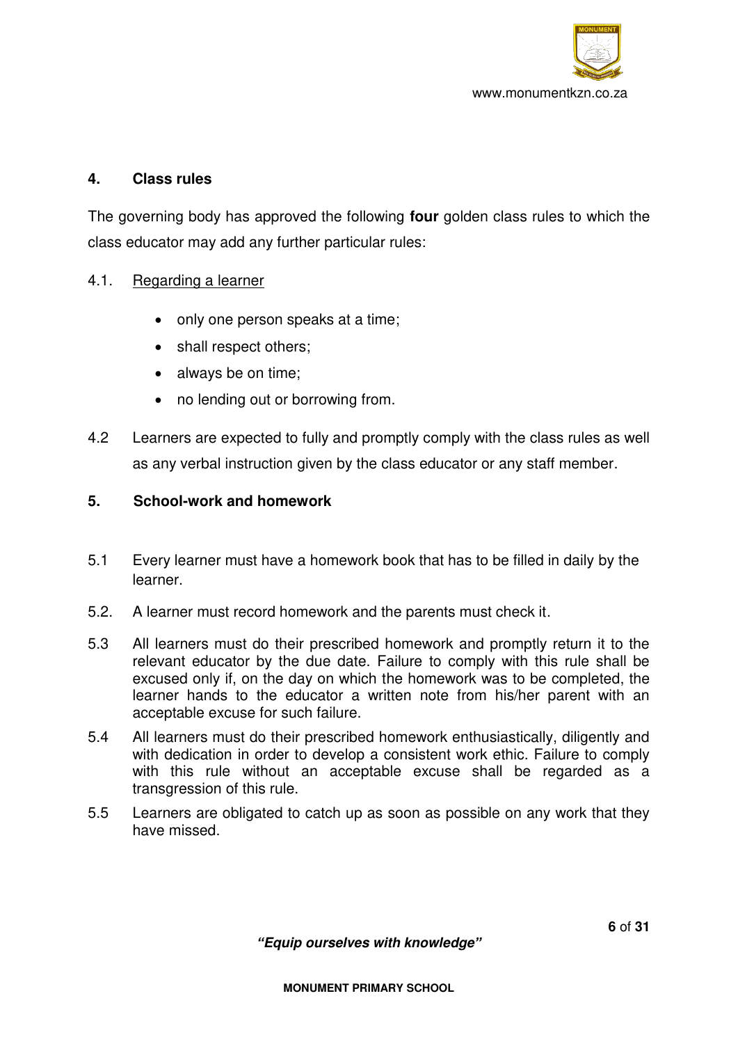## 4. Class rules

The governing body has approved the following **four** golden class rules to which the class educator may add any further particular rules:

4.1. Regarding a learner

- only one person speaks at a time;
- shall respect others;
- always be on time;
- no lending out or borrowing from.

4.2 Learners are expected to fully and promptly comply with the class rules as well as any verbal instruction given by the class educator or any staff member.

## 5. School-work and homework

5.1 Every learner must have a homework book that has to be filled in daily by the learner.

5.2. A learner must record homework and the parents must check it.

5.3 All learners must do their prescribed homework and promptly return it to the relevant educator by the due date. Failure to comply with this rule shall be excused only if, on the day on which the homework was to be completed, the learner hands to the educator a written note from his/her parent with an acceptable excuse for such failure.

5.4 All learners must do their prescribed homework enthusiastically, diligently and with dedication in order to develop a consistent work ethic. Failure to comply with this rule without an acceptable excuse shall be regarded as a transgression of this rule.

5.5 Learners are obligated to catch up as soon as possible on any work that they have missed.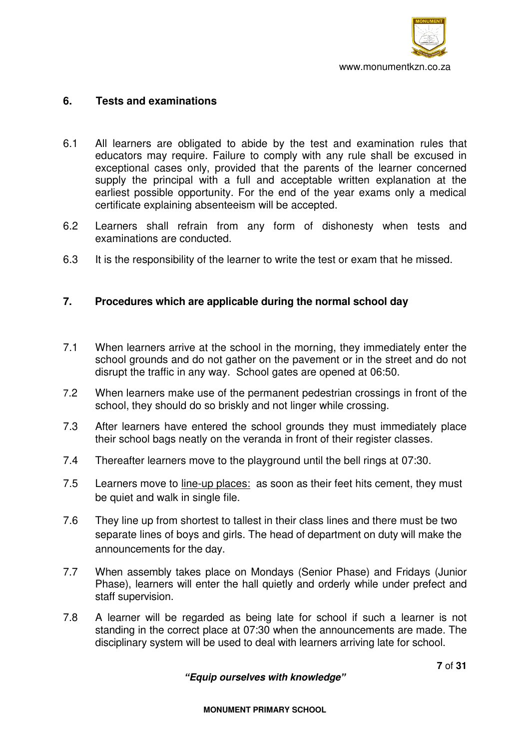## 6. Tests and examinations

6.1 All learners are obligated to abide by the test and examination rules that educators may require. Failure to comply with any rule shall be excused in exceptional cases only, provided that the parents of the learner concerned supply the principal with a full and acceptable written explanation at the earliest possible opportunity. For the end of the year exams only a medical certificate explaining absenteeism will be accepted.

6.2 Learners shall refrain from any form of dishonesty when tests and examinations are conducted.

6.3 It is the responsibility of the learner to write the test or exam that he missed.

## 7. Procedures which are applicable during the normal school day

7.1 When learners arrive at the school in the morning, they immediately enter the school grounds and do not gather on the pavement or in the street and do not disrupt the traffic in any way. School gates are opened at 06:50.

7.2 When learners make use of the permanent pedestrian crossings in front of the school, they should do so briskly and not linger while crossing.

7.3 After learners have entered the school grounds they must immediately place their school bags neatly on the veranda in front of their register classes.

7.4 Thereafter learners move to the playground until the bell rings at 07:30.

7.5 Learners move to <u>line-up places:</u> as soon as their feet hits cement, they must be quiet and walk in single file.

7.6 They line up from shortest to tallest in their class lines and there must be two separate lines of boys and girls. The head of department on duty will make the announcements for the day.

7.7 When assembly takes place on Mondays (Senior Phase) and Fridays (Junior Phase), learners will enter the hall quietly and orderly while under prefect and staff supervision.

7.8 A learner will be regarded as being late for school if such a learner is not standing in the correct place at 07:30 when the announcements are made. The disciplinary system will be used to deal with learners arriving late for school.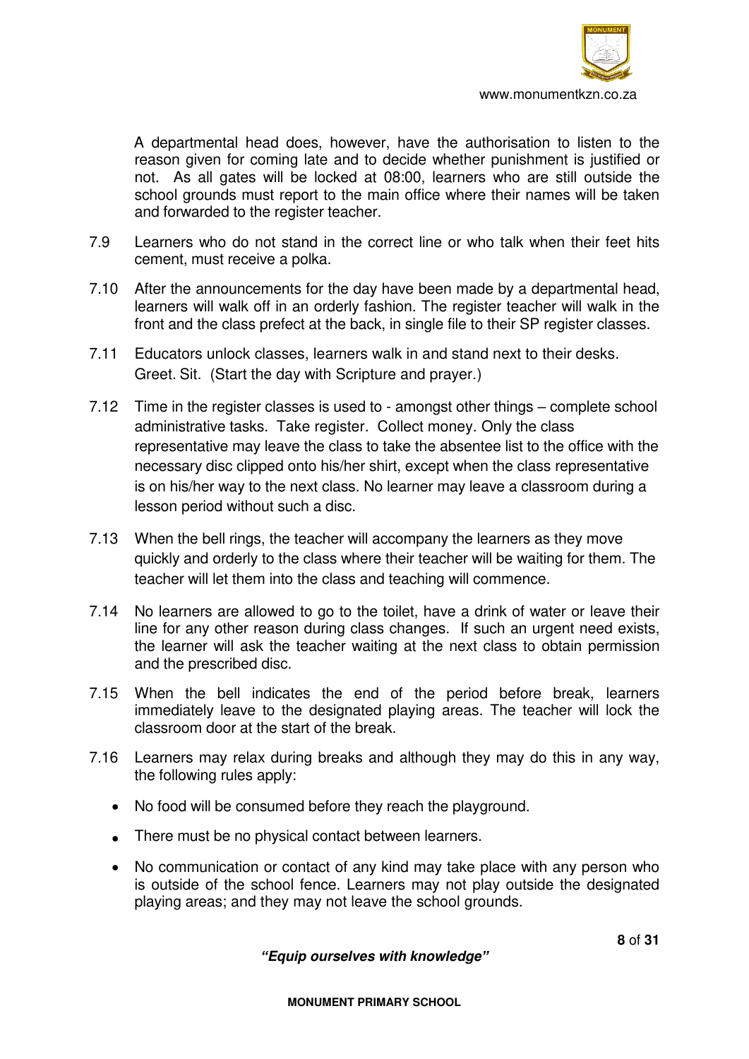A departmental head does, however, have the authorisation to listen to the reason given for coming late and to decide whether punishment is justified or not. As all gates will be locked at 08:00, learners who are still outside the school grounds must report to the main office where their names will be taken and forwarded to the register teacher.

7.9 Learners who do not stand in the correct line or who talk when their feet hits cement, must receive a polka.

7.10 After the announcements for the day have been made by a departmental head, learners will walk off in an orderly fashion. The register teacher will walk in the front and the class prefect at the back, in single file to their SP register classes.

7.11 Educators unlock classes, learners walk in and stand next to their desks. Greet. Sit. (Start the day with Scripture and prayer.)

7.12 Time in the register classes is used to - amongst other things – complete school administrative tasks. Take register. Collect money. Only the class representative may leave the class to take the absentee list to the office with the necessary disc clipped onto his/her shirt, except when the class representative is on his/her way to the next class. No learner may leave a classroom during a lesson period without such a disc.

7.13 When the bell rings, the teacher will accompany the learners as they move quickly and orderly to the class where their teacher will be waiting for them. The teacher will let them into the class and teaching will commence.

7.14 No learners are allowed to go to the toilet, have a drink of water or leave their line for any other reason during class changes. If such an urgent need exists, the learner will ask the teacher waiting at the next class to obtain permission and the prescribed disc.

7.15 When the bell indicates the end of the period before break, learners immediately leave to the designated playing areas. The teacher will lock the classroom door at the start of the break.

7.16 Learners may relax during breaks and although they may do this in any way, the following rules apply:

- No food will be consumed before they reach the playground.
- There must be no physical contact between learners.
- No communication or contact of any kind may take place with any person who is outside of the school fence. Learners may not play outside the designated playing areas; and they may not leave the school grounds.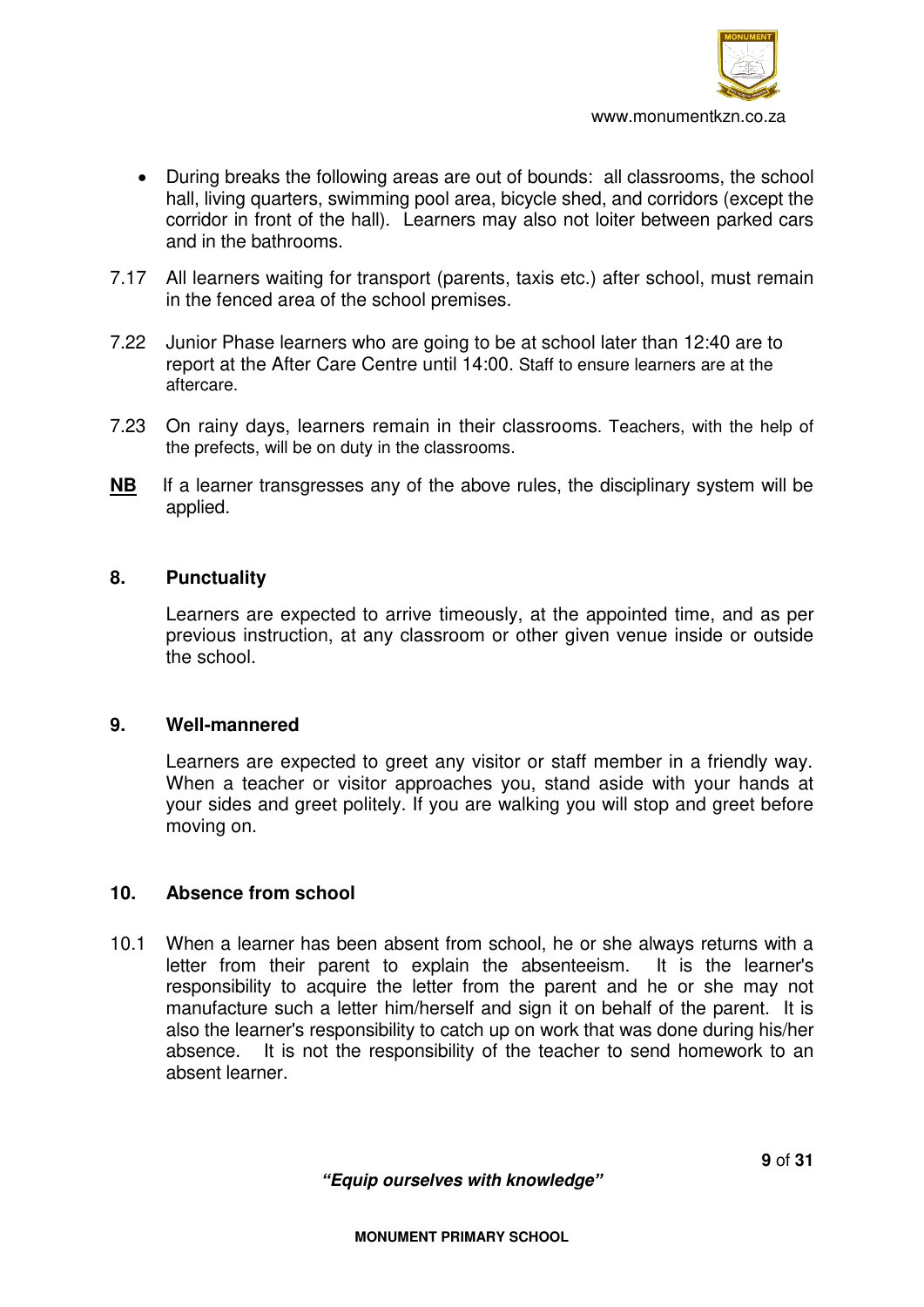- During breaks the following areas are out of bounds: all classrooms, the school hall, living quarters, swimming pool area, bicycle shed, and corridors (except the corridor in front of the hall). Learners may also not loiter between parked cars and in the bathrooms.

7.17 All learners waiting for transport (parents, taxis etc.) after school, must remain in the fenced area of the school premises.

7.22 Junior Phase learners who are going to be at school later than 12:40 are to report at the After Care Centre until 14:00. Staff to ensure learners are at the aftercare.

7.23 On rainy days, learners remain in their classrooms. Teachers, with the help of the prefects, will be on duty in the classrooms.

**NB** If a learner transgresses any of the above rules, the disciplinary system will be applied.

## 8. Punctuality

Learners are expected to arrive timeously, at the appointed time, and as per previous instruction, at any classroom or other given venue inside or outside the school.

## 9. Well-mannered

Learners are expected to greet any visitor or staff member in a friendly way. When a teacher or visitor approaches you, stand aside with your hands at your sides and greet politely. If you are walking you will stop and greet before moving on.

## 10. Absence from school

10.1 When a learner has been absent from school, he or she always returns with a letter from their parent to explain the absenteeism. It is the learner's responsibility to acquire the letter from the parent and he or she may not manufacture such a letter him/herself and sign it on behalf of the parent. It is also the learner's responsibility to catch up on work that was done during his/her absence. It is not the responsibility of the teacher to send homework to an absent learner.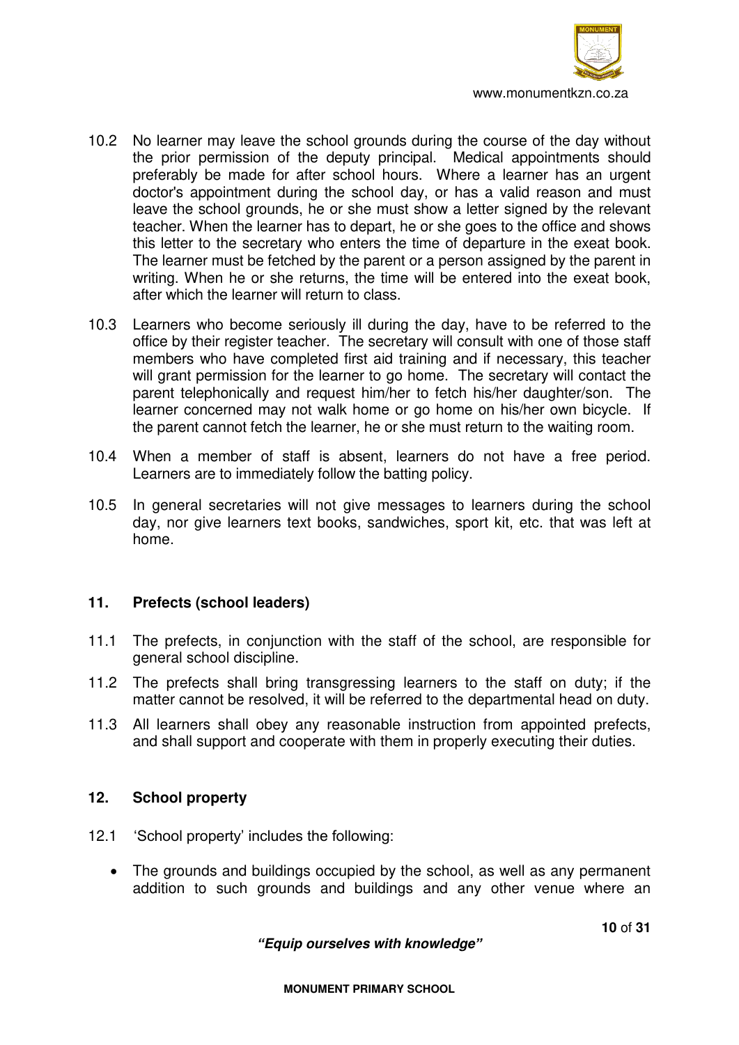10.2 No learner may leave the school grounds during the course of the day without the prior permission of the deputy principal. Medical appointments should preferably be made for after school hours. Where a learner has an urgent doctor's appointment during the school day, or has a valid reason and must leave the school grounds, he or she must show a letter signed by the relevant teacher. When the learner has to depart, he or she goes to the office and shows this letter to the secretary who enters the time of departure in the exeat book. The learner must be fetched by the parent or a person assigned by the parent in writing. When he or she returns, the time will be entered into the exeat book, after which the learner will return to class.

10.3 Learners who become seriously ill during the day, have to be referred to the office by their register teacher. The secretary will consult with one of those staff members who have completed first aid training and if necessary, this teacher will grant permission for the learner to go home. The secretary will contact the parent telephonically and request him/her to fetch his/her daughter/son. The learner concerned may not walk home or go home on his/her own bicycle. If the parent cannot fetch the learner, he or she must return to the waiting room.

10.4 When a member of staff is absent, learners do not have a free period. Learners are to immediately follow the batting policy.

10.5 In general secretaries will not give messages to learners during the school day, nor give learners text books, sandwiches, sport kit, etc. that was left at home.

## 11. Prefects (school leaders)

11.1 The prefects, in conjunction with the staff of the school, are responsible for general school discipline.

11.2 The prefects shall bring transgressing learners to the staff on duty; if the matter cannot be resolved, it will be referred to the departmental head on duty.

11.3 All learners shall obey any reasonable instruction from appointed prefects, and shall support and cooperate with them in properly executing their duties.

## 12. School property

12.1 'School property' includes the following:

- The grounds and buildings occupied by the school, as well as any permanent addition to such grounds and buildings and any other venue where an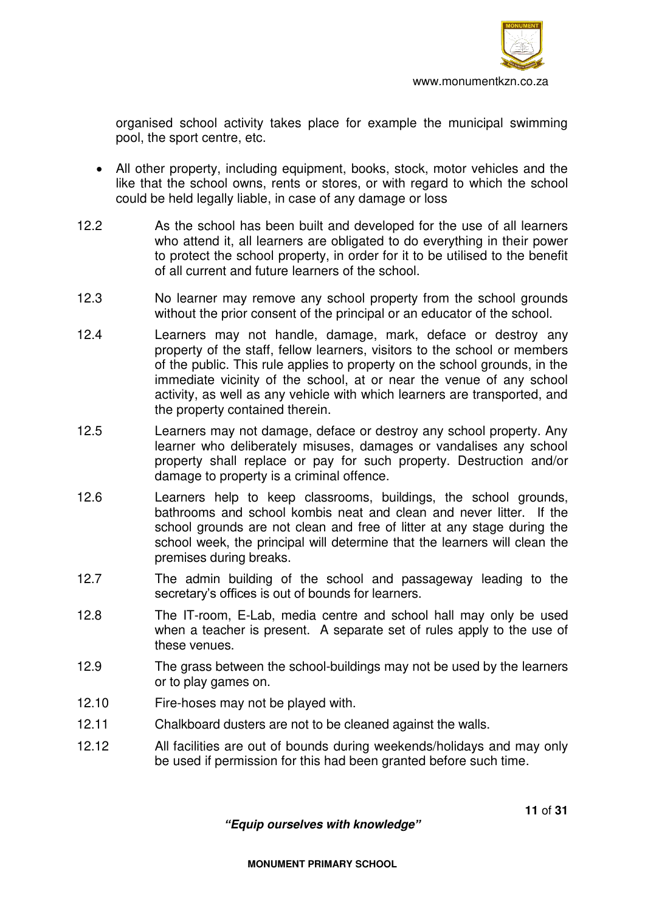organised school activity takes place for example the municipal swimming pool, the sport centre, etc.

- All other property, including equipment, books, stock, motor vehicles and the like that the school owns, rents or stores, or with regard to which the school could be held legally liable, in case of any damage or loss

12.2 As the school has been built and developed for the use of all learners who attend it, all learners are obligated to do everything in their power to protect the school property, in order for it to be utilised to the benefit of all current and future learners of the school.

12.3 No learner may remove any school property from the school grounds without the prior consent of the principal or an educator of the school.

12.4 Learners may not handle, damage, mark, deface or destroy any property of the staff, fellow learners, visitors to the school or members of the public. This rule applies to property on the school grounds, in the immediate vicinity of the school, at or near the venue of any school activity, as well as any vehicle with which learners are transported, and the property contained therein.

12.5 Learners may not damage, deface or destroy any school property. Any learner who deliberately misuses, damages or vandalises any school property shall replace or pay for such property. Destruction and/or damage to property is a criminal offence.

12.6 Learners help to keep classrooms, buildings, the school grounds, bathrooms and school kombis neat and clean and never litter. If the school grounds are not clean and free of litter at any stage during the school week, the principal will determine that the learners will clean the premises during breaks.

12.7 The admin building of the school and passageway leading to the secretary's offices is out of bounds for learners.

12.8 The IT-room, E-Lab, media centre and school hall may only be used when a teacher is present. A separate set of rules apply to the use of these venues.

12.9 The grass between the school-buildings may not be used by the learners or to play games on.

12.10 Fire-hoses may not be played with.

12.11 Chalkboard dusters are not to be cleaned against the walls.

12.12 All facilities are out of bounds during weekends/holidays and may only be used if permission for this had been granted before such time.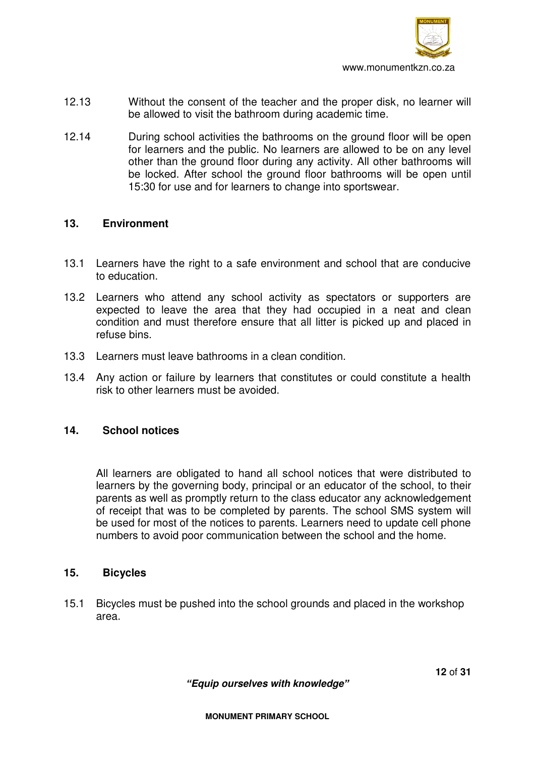12.13 Without the consent of the teacher and the proper disk, no learner will be allowed to visit the bathroom during academic time.

12.14 During school activities the bathrooms on the ground floor will be open for learners and the public. No learners are allowed to be on any level other than the ground floor during any activity. All other bathrooms will be locked. After school the ground floor bathrooms will be open until 15:30 for use and for learners to change into sportswear.

## 13. Environment

13.1 Learners have the right to a safe environment and school that are conducive to education.

13.2 Learners who attend any school activity as spectators or supporters are expected to leave the area that they had occupied in a neat and clean condition and must therefore ensure that all litter is picked up and placed in refuse bins.

13.3 Learners must leave bathrooms in a clean condition.

13.4 Any action or failure by learners that constitutes or could constitute a health risk to other learners must be avoided.

## 14. School notices

All learners are obligated to hand all school notices that were distributed to learners by the governing body, principal or an educator of the school, to their parents as well as promptly return to the class educator any acknowledgement of receipt that was to be completed by parents. The school SMS system will be used for most of the notices to parents. Learners need to update cell phone numbers to avoid poor communication between the school and the home.

## 15. Bicycles

15.1 Bicycles must be pushed into the school grounds and placed in the workshop area.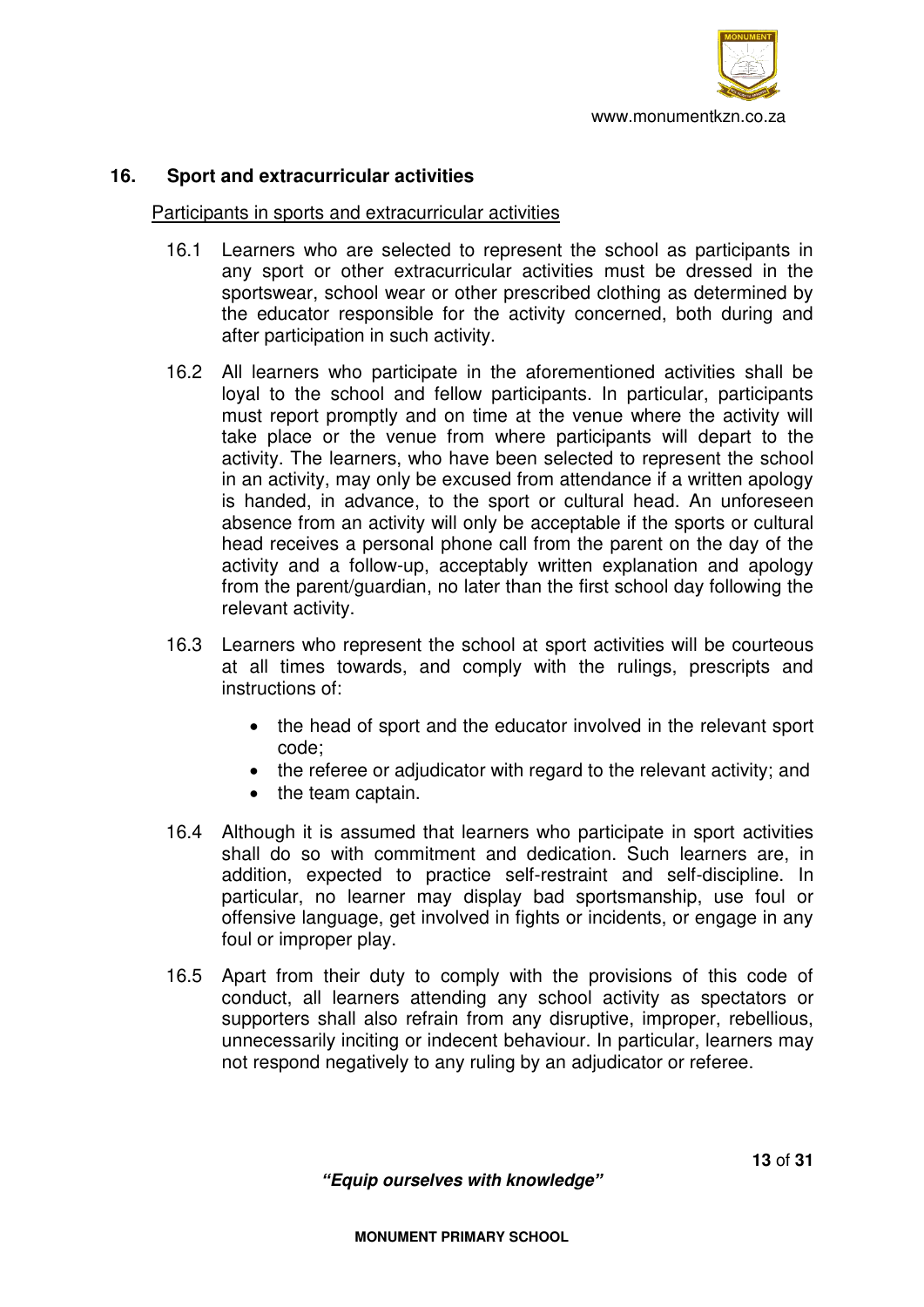## 16. Sport and extracurricular activities

Participants in sports and extracurricular activities

16.1 Learners who are selected to represent the school as participants in any sport or other extracurricular activities must be dressed in the sportswear, school wear or other prescribed clothing as determined by the educator responsible for the activity concerned, both during and after participation in such activity.

16.2 All learners who participate in the aforementioned activities shall be loyal to the school and fellow participants. In particular, participants must report promptly and on time at the venue where the activity will take place or the venue from where participants will depart to the activity. The learners, who have been selected to represent the school in an activity, may only be excused from attendance if a written apology is handed, in advance, to the sport or cultural head. An unforeseen absence from an activity will only be acceptable if the sports or cultural head receives a personal phone call from the parent on the day of the activity and a follow-up, acceptably written explanation and apology from the parent/guardian, no later than the first school day following the relevant activity.

16.3 Learners who represent the school at sport activities will be courteous at all times towards, and comply with the rulings, prescripts and instructions of:

- the head of sport and the educator involved in the relevant sport code;
- the referee or adjudicator with regard to the relevant activity; and
- the team captain.

16.4 Although it is assumed that learners who participate in sport activities shall do so with commitment and dedication. Such learners are, in addition, expected to practice self-restraint and self-discipline. In particular, no learner may display bad sportsmanship, use foul or offensive language, get involved in fights or incidents, or engage in any foul or improper play.

16.5 Apart from their duty to comply with the provisions of this code of conduct, all learners attending any school activity as spectators or supporters shall also refrain from any disruptive, improper, rebellious, unnecessarily inciting or indecent behaviour. In particular, learners may not respond negatively to any ruling by an adjudicator or referee.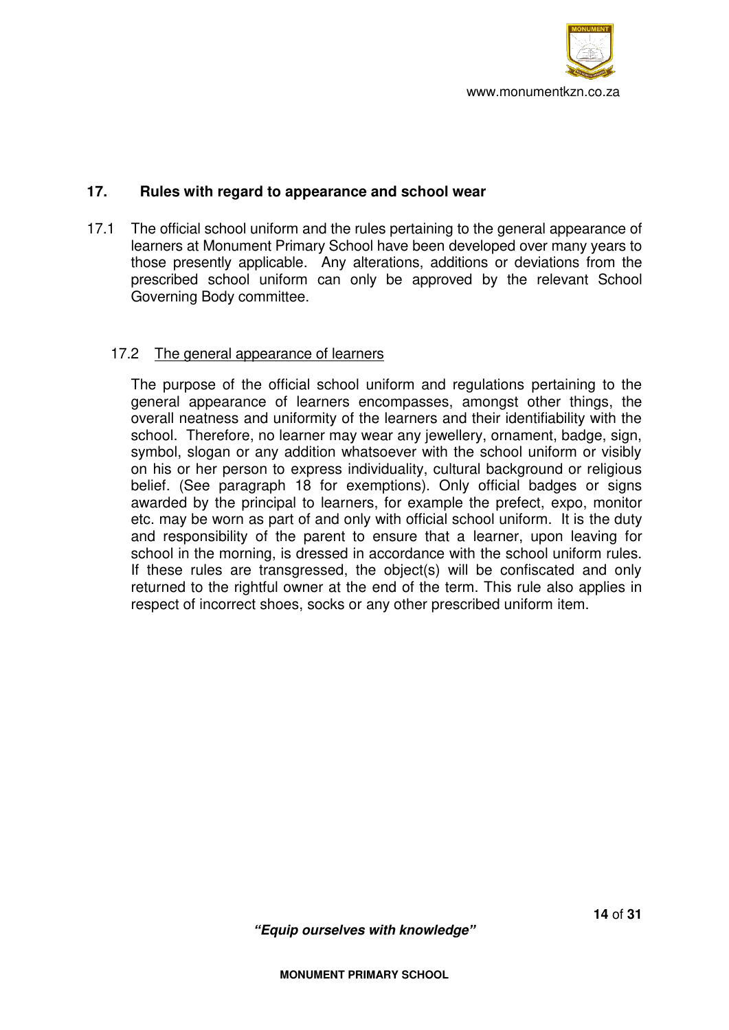## 17. Rules with regard to appearance and school wear

17.1 The official school uniform and the rules pertaining to the general appearance of learners at Monument Primary School have been developed over many years to those presently applicable. Any alterations, additions or deviations from the prescribed school uniform can only be approved by the relevant School Governing Body committee.

### 17.2 <u>The general appearance of learners</u>

The purpose of the official school uniform and regulations pertaining to the general appearance of learners encompasses, amongst other things, the overall neatness and uniformity of the learners and their identifiability with the school. Therefore, no learner may wear any jewellery, ornament, badge, sign, symbol, slogan or any addition whatsoever with the school uniform or visibly on his or her person to express individuality, cultural background or religious belief. (See paragraph 18 for exemptions). Only official badges or signs awarded by the principal to learners, for example the prefect, expo, monitor etc. may be worn as part of and only with official school uniform. It is the duty and responsibility of the parent to ensure that a learner, upon leaving for school in the morning, is dressed in accordance with the school uniform rules. If these rules are transgressed, the object(s) will be confiscated and only returned to the rightful owner at the end of the term. This rule also applies in respect of incorrect shoes, socks or any other prescribed uniform item.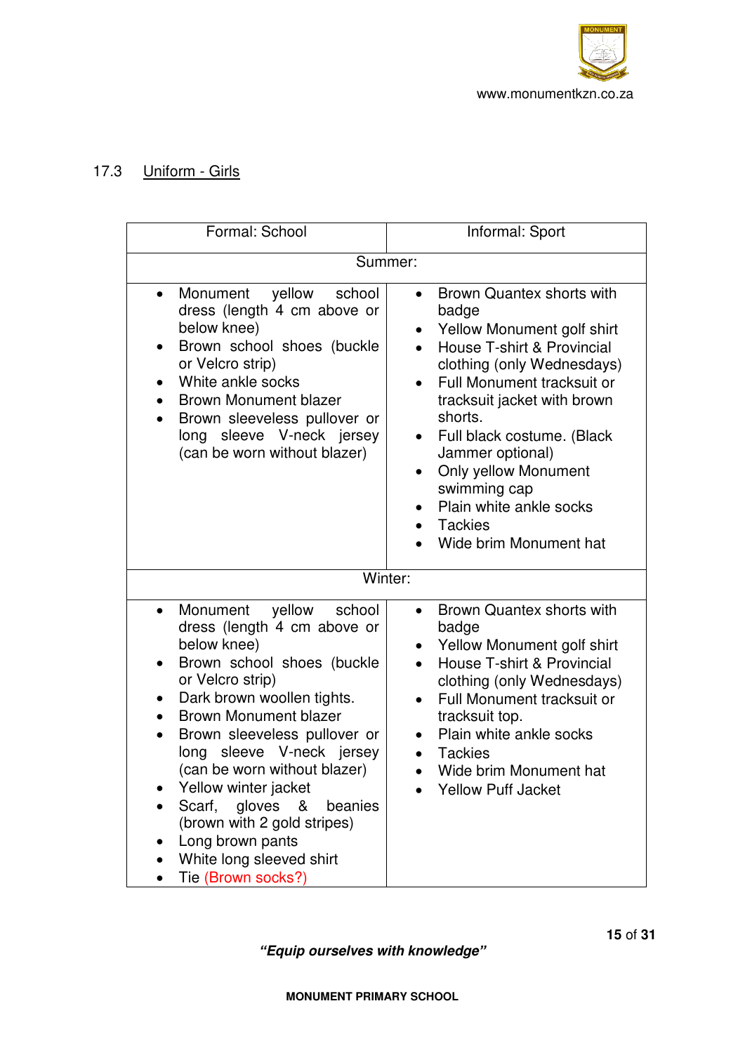## 17.3 Uniform - Girls

| Formal: School | Informal: Sport |
|---|---|
| **Summer:** | |
| • Monument yellow school dress (length 4 cm above or below knee)<br>• Brown school shoes (buckle or Velcro strip)<br>• White ankle socks<br>• Brown Monument blazer<br>• Brown sleeveless pullover or long sleeve V-neck jersey (can be worn without blazer) | • Brown Quantex shorts with badge<br>• Yellow Monument golf shirt<br>• House T-shirt & Provincial clothing (only Wednesdays)<br>• Full Monument tracksuit or tracksuit jacket with brown shorts.<br>• Full black costume. (Black Jammer optional)<br>• Only yellow Monument swimming cap<br>• Plain white ankle socks<br>• Tackies<br>• Wide brim Monument hat |
| **Winter:** | |
| • Monument yellow school dress (length 4 cm above or below knee)<br>• Brown school shoes (buckle or Velcro strip)<br>• Dark brown woollen tights.<br>• Brown Monument blazer<br>• Brown sleeveless pullover or long sleeve V-neck jersey (can be worn without blazer)<br>• Yellow winter jacket<br>• Scarf, gloves & beanies (brown with 2 gold stripes)<br>• Long brown pants<br>• White long sleeved shirt<br>• Tie (Brown socks?) | • Brown Quantex shorts with badge<br>• Yellow Monument golf shirt<br>• House T-shirt & Provincial clothing (only Wednesdays)<br>• Full Monument tracksuit or tracksuit top.<br>• Plain white ankle socks<br>• Tackies<br>• Wide brim Monument hat<br>• Yellow Puff Jacket |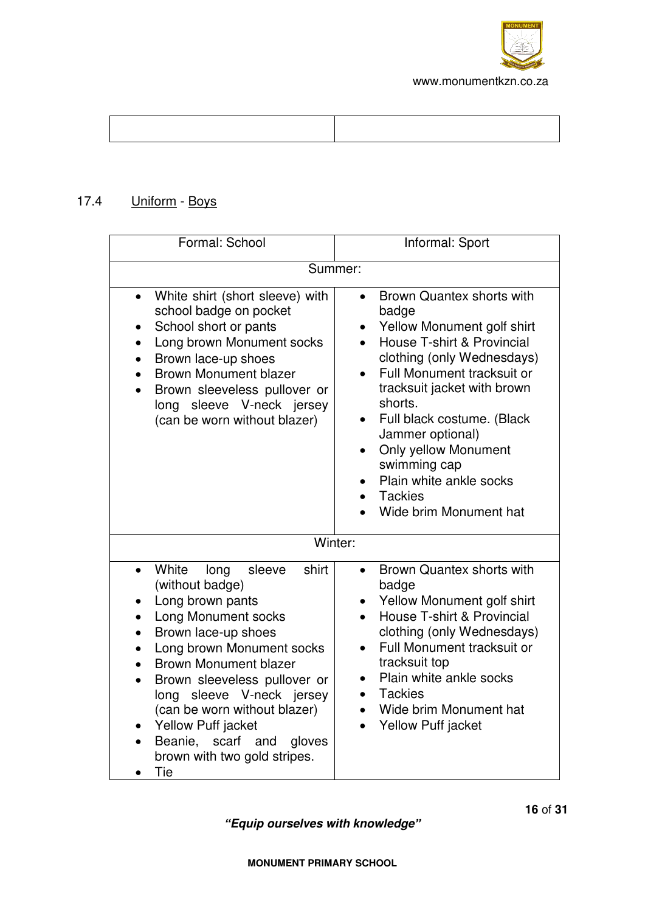| | |
|---|---|
| | |

## 17.4 Uniform - Boys

| Formal: School | Informal: Sport |
|---|---|
| Summer: | |
| • White shirt (short sleeve) with school badge on pocket<br>• School short or pants<br>• Long brown Monument socks<br>• Brown lace-up shoes<br>• Brown Monument blazer<br>• Brown sleeveless pullover or long sleeve V-neck jersey (can be worn without blazer) | • Brown Quantex shorts with badge<br>• Yellow Monument golf shirt<br>• House T-shirt & Provincial clothing (only Wednesdays)<br>• Full Monument tracksuit or tracksuit jacket with brown shorts.<br>• Full black costume. (Black Jammer optional)<br>• Only yellow Monument swimming cap<br>• Plain white ankle socks<br>• Tackies<br>• Wide brim Monument hat |
| Winter: | |
| • White long sleeve shirt (without badge)<br>• Long brown pants<br>• Long Monument socks<br>• Brown lace-up shoes<br>• Long brown Monument socks<br>• Brown Monument blazer<br>• Brown sleeveless pullover or long sleeve V-neck jersey (can be worn without blazer)<br>• Yellow Puff jacket<br>• Beanie, scarf and gloves brown with two gold stripes.<br>• Tie | • Brown Quantex shorts with badge<br>• Yellow Monument golf shirt<br>• House T-shirt & Provincial clothing (only Wednesdays)<br>• Full Monument tracksuit or tracksuit top<br>• Plain white ankle socks<br>• Tackies<br>• Wide brim Monument hat<br>• Yellow Puff jacket |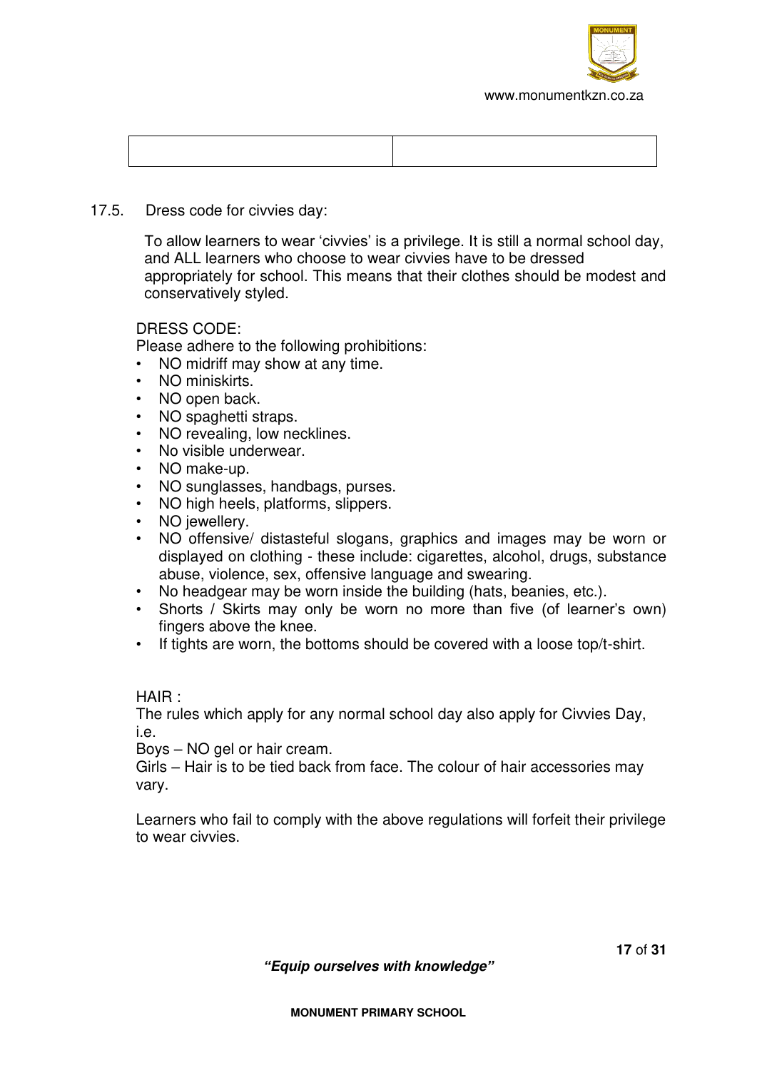| | |
|---|---|
| | |

17.5. Dress code for civvies day:

To allow learners to wear 'civvies' is a privilege. It is still a normal school day, and ALL learners who choose to wear civvies have to be dressed appropriately for school. This means that their clothes should be modest and conservatively styled.

DRESS CODE:

Please adhere to the following prohibitions:

- NO midriff may show at any time.
- NO miniskirts.
- NO open back.
- NO spaghetti straps.
- NO revealing, low necklines.
- No visible underwear.
- NO make-up.
- NO sunglasses, handbags, purses.
- NO high heels, platforms, slippers.
- NO jewellery.
- NO offensive/ distasteful slogans, graphics and images may be worn or displayed on clothing - these include: cigarettes, alcohol, drugs, substance abuse, violence, sex, offensive language and swearing.
- No headgear may be worn inside the building (hats, beanies, etc.).
- Shorts / Skirts may only be worn no more than five (of learner's own) fingers above the knee.
- If tights are worn, the bottoms should be covered with a loose top/t-shirt.

HAIR :

The rules which apply for any normal school day also apply for Civvies Day, i.e.

Boys – NO gel or hair cream.

Girls – Hair is to be tied back from face. The colour of hair accessories may vary.

Learners who fail to comply with the above regulations will forfeit their privilege to wear civvies.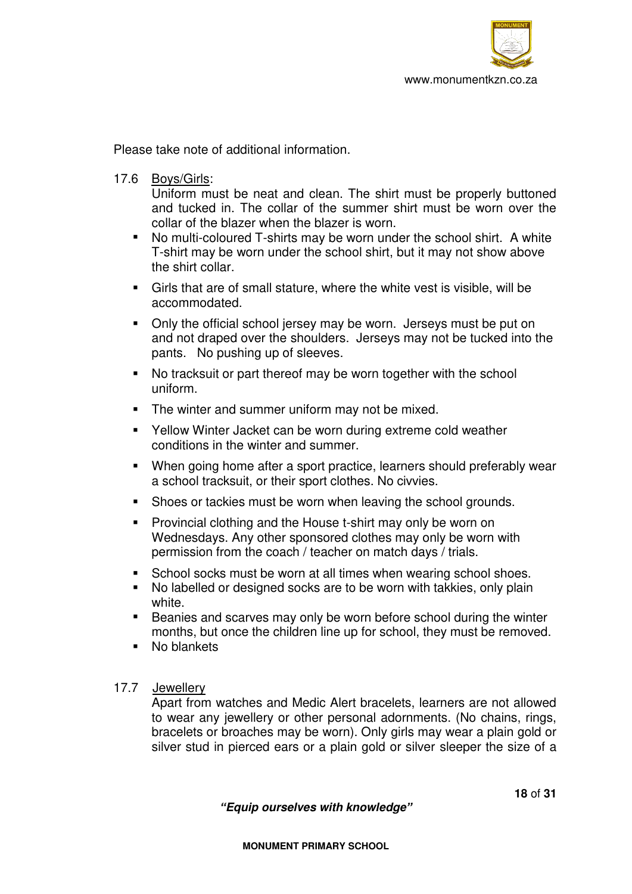Please take note of additional information.

17.6 Boys/Girls:

Uniform must be neat and clean. The shirt must be properly buttoned and tucked in. The collar of the summer shirt must be worn over the collar of the blazer when the blazer is worn.

- No multi-coloured T-shirts may be worn under the school shirt. A white T-shirt may be worn under the school shirt, but it may not show above the shirt collar.
- Girls that are of small stature, where the white vest is visible, will be accommodated.
- Only the official school jersey may be worn. Jerseys must be put on and not draped over the shoulders. Jerseys may not be tucked into the pants. No pushing up of sleeves.
- No tracksuit or part thereof may be worn together with the school uniform.
- The winter and summer uniform may not be mixed.
- Yellow Winter Jacket can be worn during extreme cold weather conditions in the winter and summer.
- When going home after a sport practice, learners should preferably wear a school tracksuit, or their sport clothes. No civvies.
- Shoes or tackies must be worn when leaving the school grounds.
- Provincial clothing and the House t-shirt may only be worn on Wednesdays. Any other sponsored clothes may only be worn with permission from the coach / teacher on match days / trials.
- School socks must be worn at all times when wearing school shoes.
- No labelled or designed socks are to be worn with takkies, only plain white.
- Beanies and scarves may only be worn before school during the winter months, but once the children line up for school, they must be removed.
- No blankets

17.7 Jewellery

Apart from watches and Medic Alert bracelets, learners are not allowed to wear any jewellery or other personal adornments. (No chains, rings, bracelets or broaches may be worn). Only girls may wear a plain gold or silver stud in pierced ears or a plain gold or silver sleeper the size of a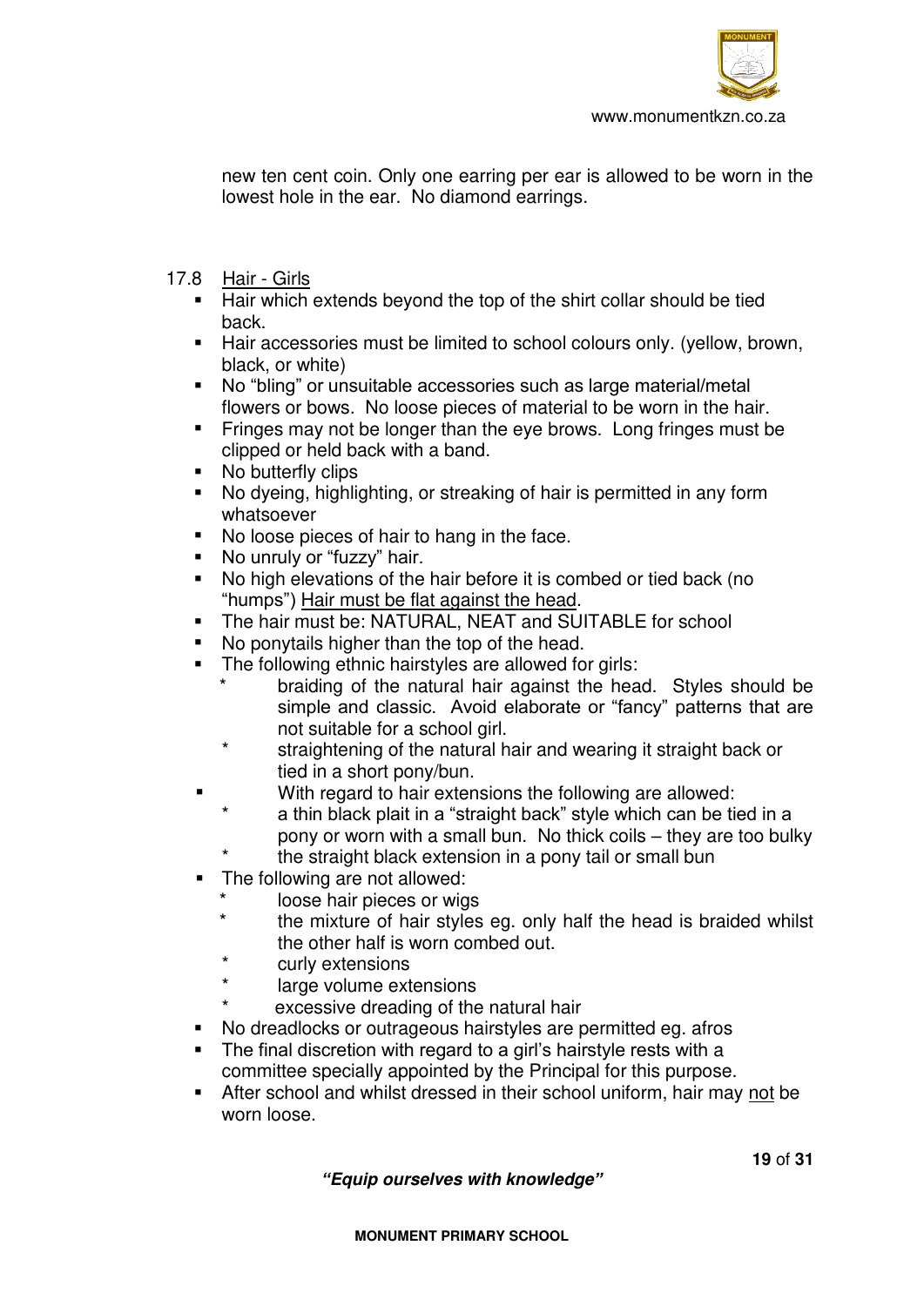new ten cent coin. Only one earring per ear is allowed to be worn in the lowest hole in the ear. No diamond earrings.

17.8 <u>Hair - Girls</u>

- Hair which extends beyond the top of the shirt collar should be tied back.
- Hair accessories must be limited to school colours only. (yellow, brown, black, or white)
- No "bling" or unsuitable accessories such as large material/metal flowers or bows. No loose pieces of material to be worn in the hair.
- Fringes may not be longer than the eye brows. Long fringes must be clipped or held back with a band.
- No butterfly clips
- No dyeing, highlighting, or streaking of hair is permitted in any form whatsoever
- No loose pieces of hair to hang in the face.
- No unruly or "fuzzy" hair.
- No high elevations of the hair before it is combed or tied back (no "humps") <u>Hair must be flat against the head</u>.
- The hair must be: NATURAL, NEAT and SUITABLE for school
- No ponytails higher than the top of the head.
- The following ethnic hairstyles are allowed for girls:
  - braiding of the natural hair against the head. Styles should be simple and classic. Avoid elaborate or "fancy" patterns that are not suitable for a school girl.
  - straightening of the natural hair and wearing it straight back or tied in a short pony/bun.
- With regard to hair extensions the following are allowed:
  - a thin black plait in a "straight back" style which can be tied in a pony or worn with a small bun. No thick coils – they are too bulky
  - the straight black extension in a pony tail or small bun
- The following are not allowed:
  - loose hair pieces or wigs
  - the mixture of hair styles eg. only half the head is braided whilst the other half is worn combed out.
  - curly extensions
  - large volume extensions
  - excessive dreading of the natural hair
- No dreadlocks or outrageous hairstyles are permitted eg. afros
- The final discretion with regard to a girl's hairstyle rests with a committee specially appointed by the Principal for this purpose.
- After school and whilst dressed in their school uniform, hair may <u>not</u> be worn loose.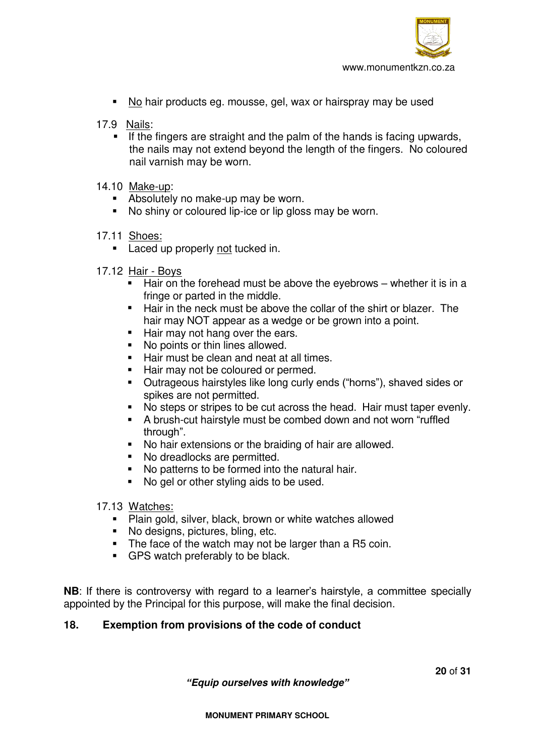- <u>No</u> hair products eg. mousse, gel, wax or hairspray may be used

17.9 <u>Nails</u>:

- If the fingers are straight and the palm of the hands is facing upwards, the nails may not extend beyond the length of the fingers. No coloured nail varnish may be worn.

14.10 <u>Make-up</u>:

- Absolutely no make-up may be worn.
- No shiny or coloured lip-ice or lip gloss may be worn.

17.11 <u>Shoes:</u>

- Laced up properly <u>not</u> tucked in.

17.12 <u>Hair - Boys</u>

- Hair on the forehead must be above the eyebrows – whether it is in a fringe or parted in the middle.
- Hair in the neck must be above the collar of the shirt or blazer. The hair may NOT appear as a wedge or be grown into a point.
- Hair may not hang over the ears.
- No points or thin lines allowed.
- Hair must be clean and neat at all times.
- Hair may not be coloured or permed.
- Outrageous hairstyles like long curly ends ("horns"), shaved sides or spikes are not permitted.
- No steps or stripes to be cut across the head. Hair must taper evenly.
- A brush-cut hairstyle must be combed down and not worn "ruffled through".
- No hair extensions or the braiding of hair are allowed.
- No dreadlocks are permitted.
- No patterns to be formed into the natural hair.
- No gel or other styling aids to be used.

17.13 <u>Watches:</u>

- Plain gold, silver, black, brown or white watches allowed
- No designs, pictures, bling, etc.
- The face of the watch may not be larger than a R5 coin.
- GPS watch preferably to be black.

**NB**: If there is controversy with regard to a learner's hairstyle, a committee specially appointed by the Principal for this purpose, will make the final decision.

## 18. Exemption from provisions of the code of conduct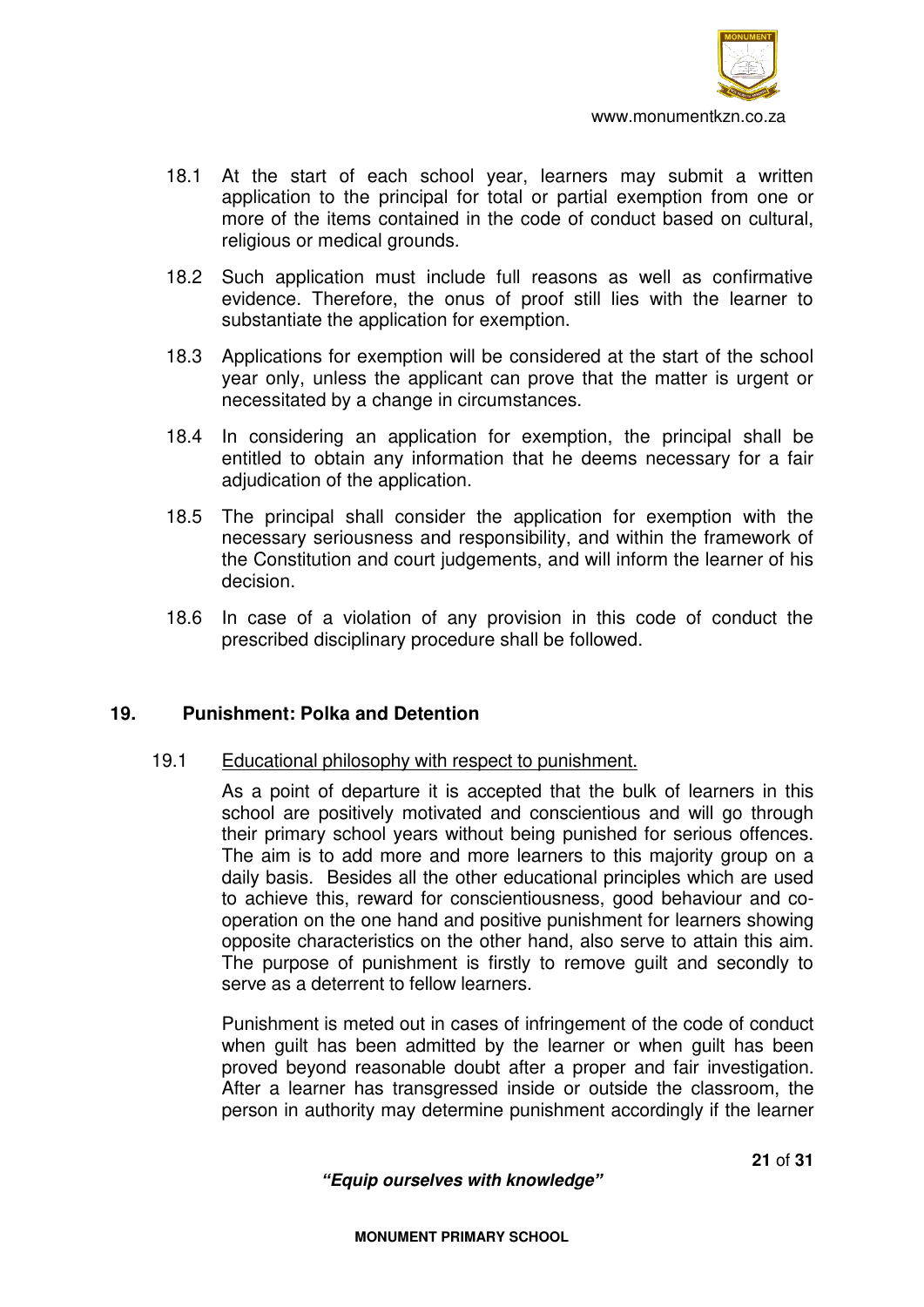18.1 At the start of each school year, learners may submit a written application to the principal for total or partial exemption from one or more of the items contained in the code of conduct based on cultural, religious or medical grounds.

18.2 Such application must include full reasons as well as confirmative evidence. Therefore, the onus of proof still lies with the learner to substantiate the application for exemption.

18.3 Applications for exemption will be considered at the start of the school year only, unless the applicant can prove that the matter is urgent or necessitated by a change in circumstances.

18.4 In considering an application for exemption, the principal shall be entitled to obtain any information that he deems necessary for a fair adjudication of the application.

18.5 The principal shall consider the application for exemption with the necessary seriousness and responsibility, and within the framework of the Constitution and court judgements, and will inform the learner of his decision.

18.6 In case of a violation of any provision in this code of conduct the prescribed disciplinary procedure shall be followed.

## 19. Punishment: Polka and Detention

19.1 Educational philosophy with respect to punishment.

As a point of departure it is accepted that the bulk of learners in this school are positively motivated and conscientious and will go through their primary school years without being punished for serious offences. The aim is to add more and more learners to this majority group on a daily basis. Besides all the other educational principles which are used to achieve this, reward for conscientiousness, good behaviour and co-operation on the one hand and positive punishment for learners showing opposite characteristics on the other hand, also serve to attain this aim. The purpose of punishment is firstly to remove guilt and secondly to serve as a deterrent to fellow learners.

Punishment is meted out in cases of infringement of the code of conduct when guilt has been admitted by the learner or when guilt has been proved beyond reasonable doubt after a proper and fair investigation. After a learner has transgressed inside or outside the classroom, the person in authority may determine punishment accordingly if the learner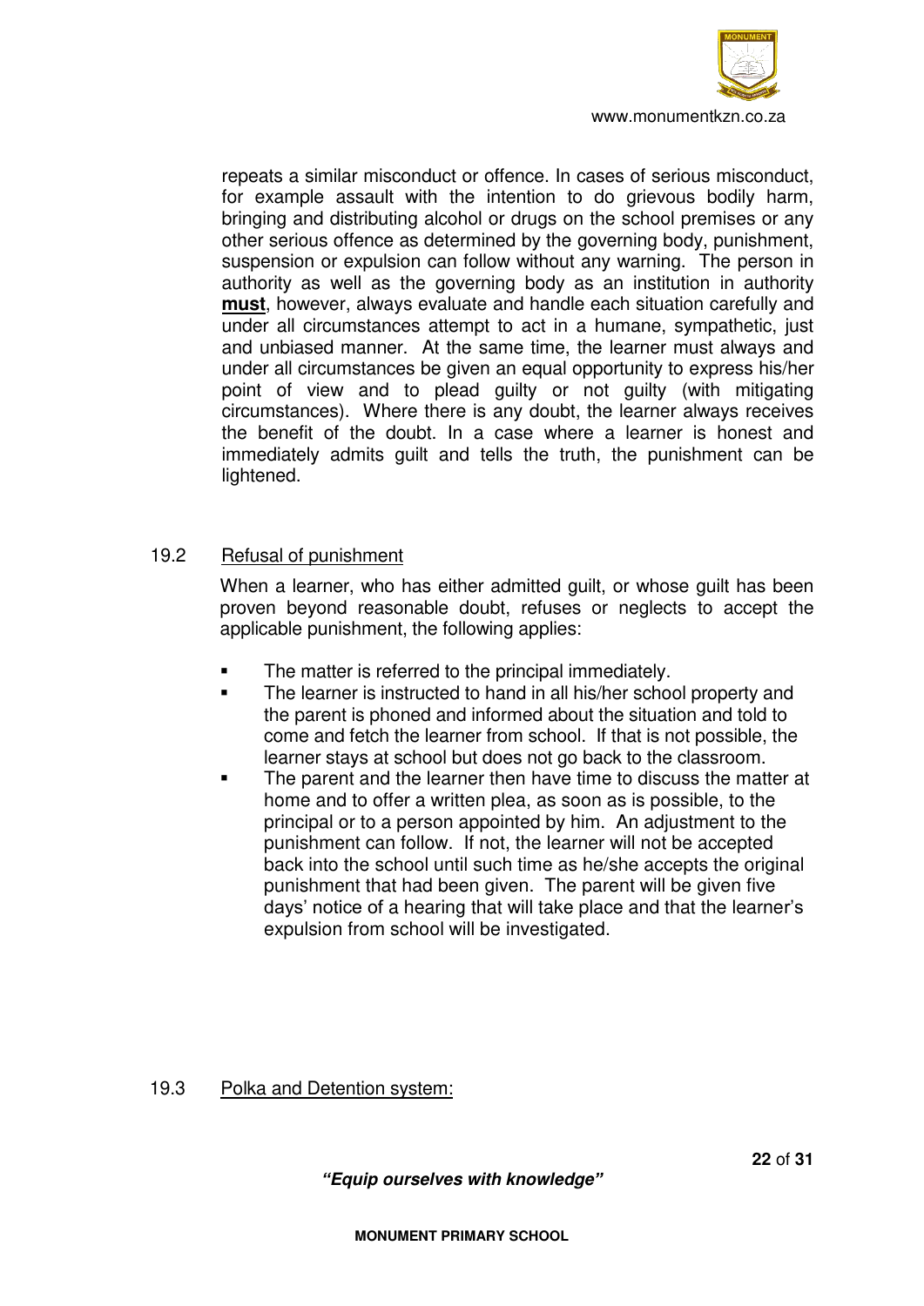repeats a similar misconduct or offence. In cases of serious misconduct, for example assault with the intention to do grievous bodily harm, bringing and distributing alcohol or drugs on the school premises or any other serious offence as determined by the governing body, punishment, suspension or expulsion can follow without any warning. The person in authority as well as the governing body as an institution in authority **must**, however, always evaluate and handle each situation carefully and under all circumstances attempt to act in a humane, sympathetic, just and unbiased manner. At the same time, the learner must always and under all circumstances be given an equal opportunity to express his/her point of view and to plead guilty or not guilty (with mitigating circumstances). Where there is any doubt, the learner always receives the benefit of the doubt. In a case where a learner is honest and immediately admits guilt and tells the truth, the punishment can be lightened.

### 19.2 Refusal of punishment

When a learner, who has either admitted guilt, or whose guilt has been proven beyond reasonable doubt, refuses or neglects to accept the applicable punishment, the following applies:

- The matter is referred to the principal immediately.
- The learner is instructed to hand in all his/her school property and the parent is phoned and informed about the situation and told to come and fetch the learner from school. If that is not possible, the learner stays at school but does not go back to the classroom.
- The parent and the learner then have time to discuss the matter at home and to offer a written plea, as soon as is possible, to the principal or to a person appointed by him. An adjustment to the punishment can follow. If not, the learner will not be accepted back into the school until such time as he/she accepts the original punishment that had been given. The parent will be given five days' notice of a hearing that will take place and that the learner's expulsion from school will be investigated.

### 19.3 Polka and Detention system: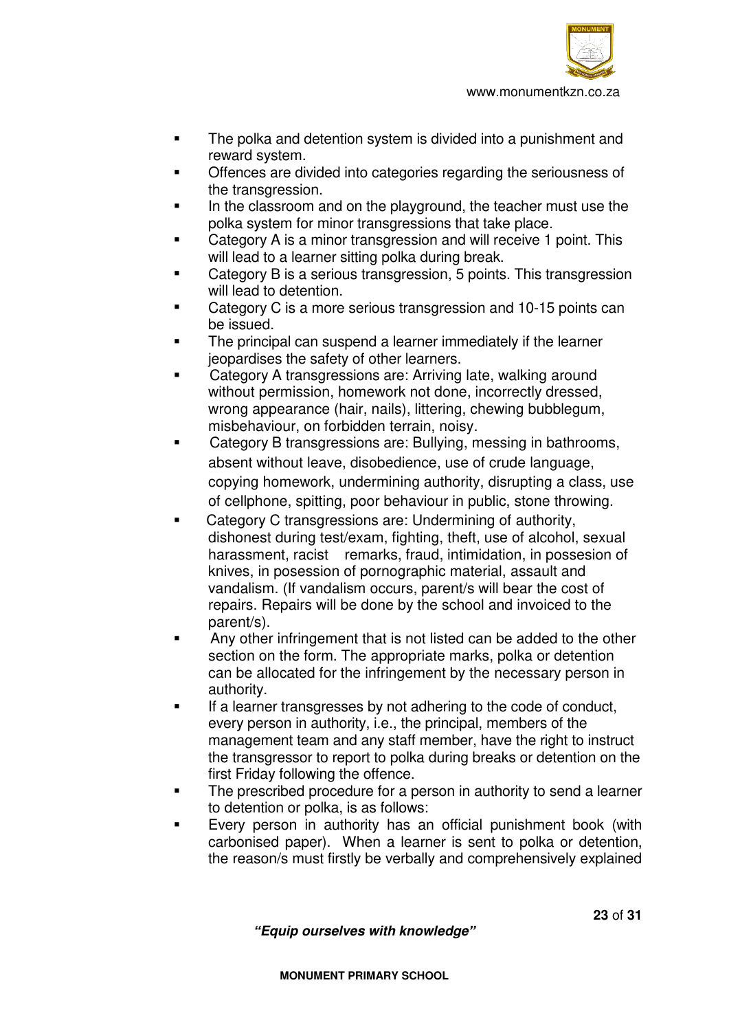- The polka and detention system is divided into a punishment and reward system.
- Offences are divided into categories regarding the seriousness of the transgression.
- In the classroom and on the playground, the teacher must use the polka system for minor transgressions that take place.
- Category A is a minor transgression and will receive 1 point. This will lead to a learner sitting polka during break.
- Category B is a serious transgression, 5 points. This transgression will lead to detention.
- Category C is a more serious transgression and 10-15 points can be issued.
- The principal can suspend a learner immediately if the learner jeopardises the safety of other learners.
- Category A transgressions are: Arriving late, walking around without permission, homework not done, incorrectly dressed, wrong appearance (hair, nails), littering, chewing bubblegum, misbehaviour, on forbidden terrain, noisy.
- Category B transgressions are: Bullying, messing in bathrooms, absent without leave, disobedience, use of crude language, copying homework, undermining authority, disrupting a class, use of cellphone, spitting, poor behaviour in public, stone throwing.
- Category C transgressions are: Undermining of authority, dishonest during test/exam, fighting, theft, use of alcohol, sexual harassment, racist remarks, fraud, intimidation, in possesion of knives, in posession of pornographic material, assault and vandalism. (If vandalism occurs, parent/s will bear the cost of repairs. Repairs will be done by the school and invoiced to the parent/s).
- Any other infringement that is not listed can be added to the other section on the form. The appropriate marks, polka or detention can be allocated for the infringement by the necessary person in authority.
- If a learner transgresses by not adhering to the code of conduct, every person in authority, i.e., the principal, members of the management team and any staff member, have the right to instruct the transgressor to report to polka during breaks or detention on the first Friday following the offence.
- The prescribed procedure for a person in authority to send a learner to detention or polka, is as follows:
- Every person in authority has an official punishment book (with carbonised paper). When a learner is sent to polka or detention, the reason/s must firstly be verbally and comprehensively explained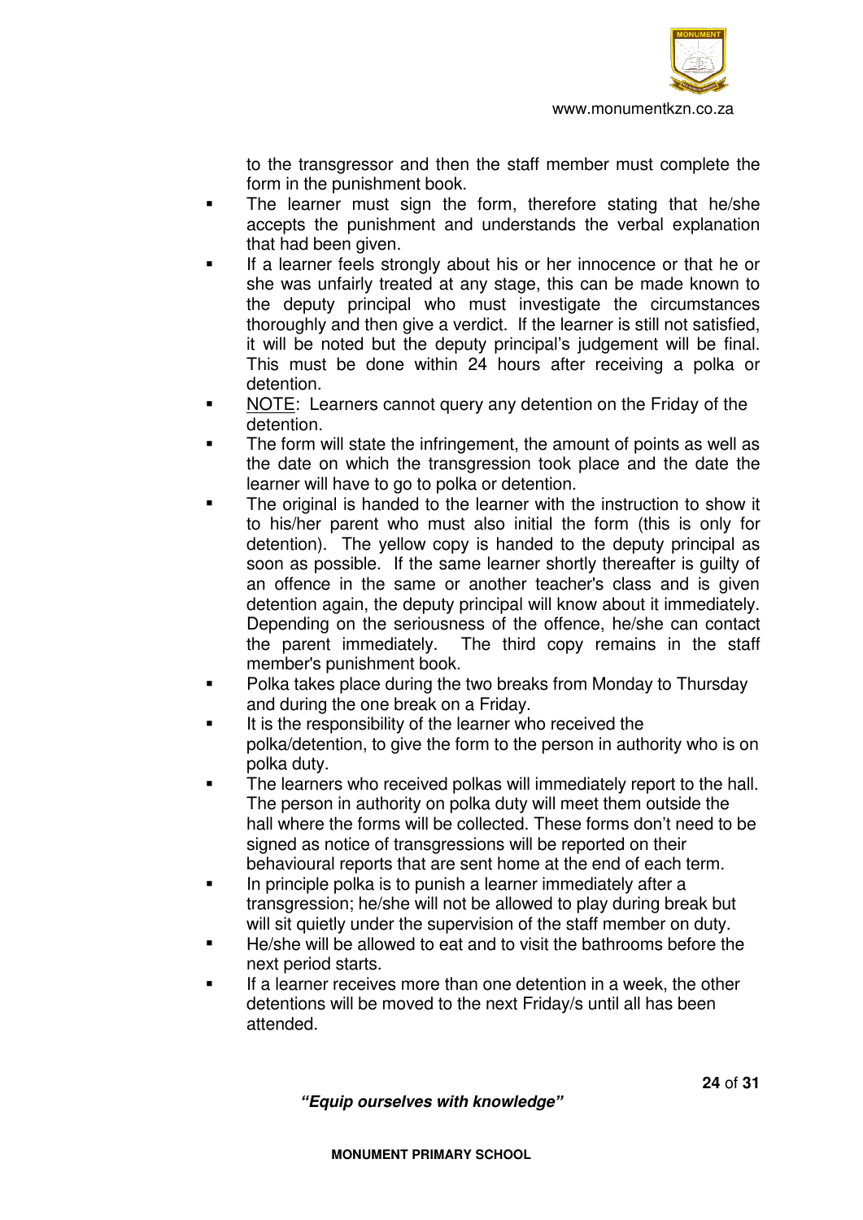to the transgressor and then the staff member must complete the form in the punishment book.

- The learner must sign the form, therefore stating that he/she accepts the punishment and understands the verbal explanation that had been given.
- If a learner feels strongly about his or her innocence or that he or she was unfairly treated at any stage, this can be made known to the deputy principal who must investigate the circumstances thoroughly and then give a verdict. If the learner is still not satisfied, it will be noted but the deputy principal's judgement will be final. This must be done within 24 hours after receiving a polka or detention.
- NOTE: Learners cannot query any detention on the Friday of the detention.
- The form will state the infringement, the amount of points as well as the date on which the transgression took place and the date the learner will have to go to polka or detention.
- The original is handed to the learner with the instruction to show it to his/her parent who must also initial the form (this is only for detention). The yellow copy is handed to the deputy principal as soon as possible. If the same learner shortly thereafter is guilty of an offence in the same or another teacher's class and is given detention again, the deputy principal will know about it immediately. Depending on the seriousness of the offence, he/she can contact the parent immediately. The third copy remains in the staff member's punishment book.
- Polka takes place during the two breaks from Monday to Thursday and during the one break on a Friday.
- It is the responsibility of the learner who received the polka/detention, to give the form to the person in authority who is on polka duty.
- The learners who received polkas will immediately report to the hall. The person in authority on polka duty will meet them outside the hall where the forms will be collected. These forms don't need to be signed as notice of transgressions will be reported on their behavioural reports that are sent home at the end of each term.
- In principle polka is to punish a learner immediately after a transgression; he/she will not be allowed to play during break but will sit quietly under the supervision of the staff member on duty.
- He/she will be allowed to eat and to visit the bathrooms before the next period starts.
- If a learner receives more than one detention in a week, the other detentions will be moved to the next Friday/s until all has been attended.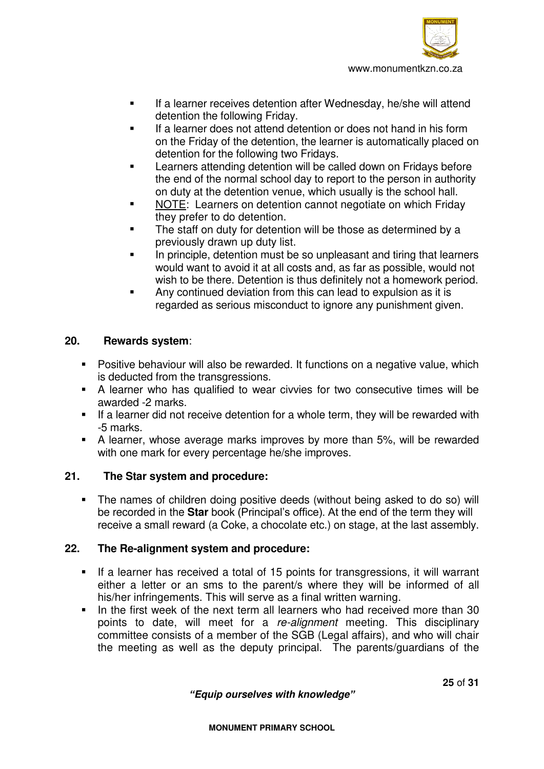- If a learner receives detention after Wednesday, he/she will attend detention the following Friday.
- If a learner does not attend detention or does not hand in his form on the Friday of the detention, the learner is automatically placed on detention for the following two Fridays.
- Learners attending detention will be called down on Fridays before the end of the normal school day to report to the person in authority on duty at the detention venue, which usually is the school hall.
- NOTE: Learners on detention cannot negotiate on which Friday they prefer to do detention.
- The staff on duty for detention will be those as determined by a previously drawn up duty list.
- In principle, detention must be so unpleasant and tiring that learners would want to avoid it at all costs and, as far as possible, would not wish to be there. Detention is thus definitely not a homework period.
- Any continued deviation from this can lead to expulsion as it is regarded as serious misconduct to ignore any punishment given.

## 20. **Rewards system**:

- Positive behaviour will also be rewarded. It functions on a negative value, which is deducted from the transgressions.
- A learner who has qualified to wear civvies for two consecutive times will be awarded -2 marks.
- If a learner did not receive detention for a whole term, they will be rewarded with -5 marks.
- A learner, whose average marks improves by more than 5%, will be rewarded with one mark for every percentage he/she improves.

## 21. The Star system and procedure:

- The names of children doing positive deeds (without being asked to do so) will be recorded in the **Star** book (Principal's office). At the end of the term they will receive a small reward (a Coke, a chocolate etc.) on stage, at the last assembly.

## 22. The Re-alignment system and procedure:

- If a learner has received a total of 15 points for transgressions, it will warrant either a letter or an sms to the parent/s where they will be informed of all his/her infringements. This will serve as a final written warning.
- In the first week of the next term all learners who had received more than 30 points to date, will meet for a *re-alignment* meeting. This disciplinary committee consists of a member of the SGB (Legal affairs), and who will chair the meeting as well as the deputy principal. The parents/guardians of the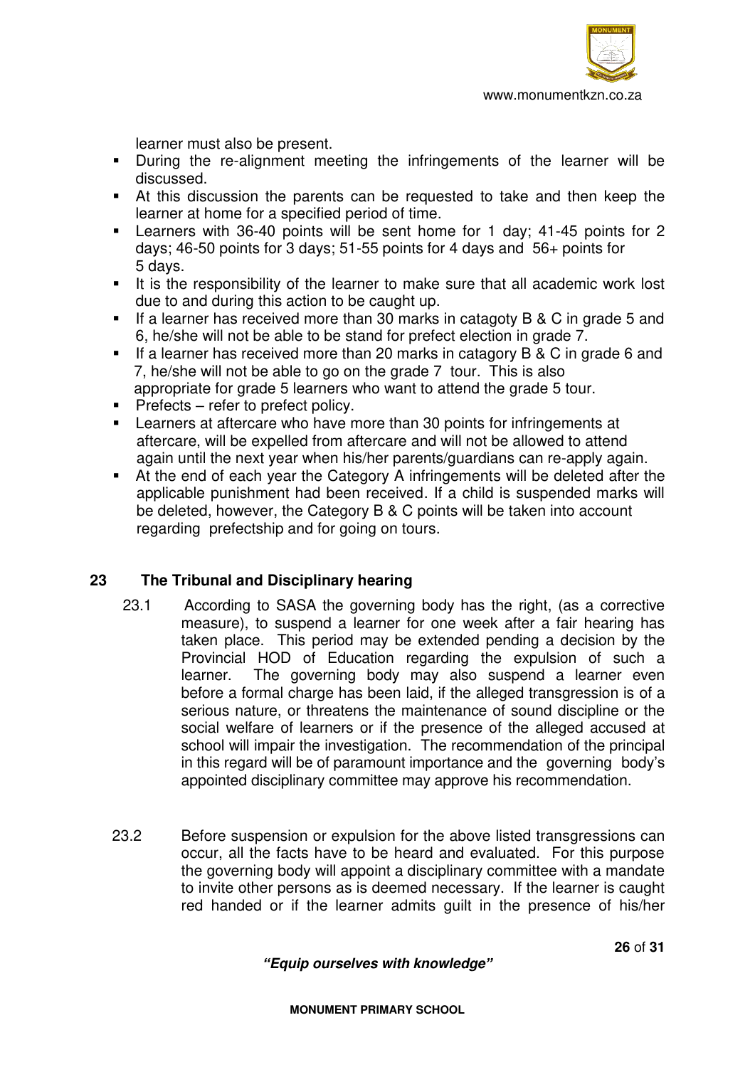learner must also be present.

- During the re-alignment meeting the infringements of the learner will be discussed.
- At this discussion the parents can be requested to take and then keep the learner at home for a specified period of time.
- Learners with 36-40 points will be sent home for 1 day; 41-45 points for 2 days; 46-50 points for 3 days; 51-55 points for 4 days and 56+ points for 5 days.
- It is the responsibility of the learner to make sure that all academic work lost due to and during this action to be caught up.
- If a learner has received more than 30 marks in catagoty B & C in grade 5 and 6, he/she will not be able to be stand for prefect election in grade 7.
- If a learner has received more than 20 marks in catagory B & C in grade 6 and 7, he/she will not be able to go on the grade 7 tour. This is also appropriate for grade 5 learners who want to attend the grade 5 tour.
- Prefects – refer to prefect policy.
- Learners at aftercare who have more than 30 points for infringements at aftercare, will be expelled from aftercare and will not be allowed to attend again until the next year when his/her parents/guardians can re-apply again.
- At the end of each year the Category A infringements will be deleted after the applicable punishment had been received. If a child is suspended marks will be deleted, however, the Category B & C points will be taken into account regarding prefectship and for going on tours.

## 23 The Tribunal and Disciplinary hearing

23.1 According to SASA the governing body has the right, (as a corrective measure), to suspend a learner for one week after a fair hearing has taken place. This period may be extended pending a decision by the Provincial HOD of Education regarding the expulsion of such a learner. The governing body may also suspend a learner even before a formal charge has been laid, if the alleged transgression is of a serious nature, or threatens the maintenance of sound discipline or the social welfare of learners or if the presence of the alleged accused at school will impair the investigation. The recommendation of the principal in this regard will be of paramount importance and the governing body's appointed disciplinary committee may approve his recommendation.

23.2 Before suspension or expulsion for the above listed transgressions can occur, all the facts have to be heard and evaluated. For this purpose the governing body will appoint a disciplinary committee with a mandate to invite other persons as is deemed necessary. If the learner is caught red handed or if the learner admits guilt in the presence of his/her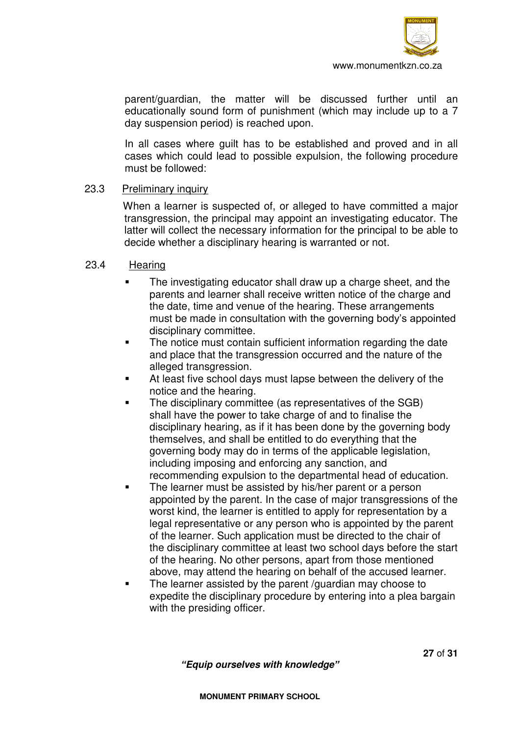parent/guardian, the matter will be discussed further until an educationally sound form of punishment (which may include up to a 7 day suspension period) is reached upon.

In all cases where guilt has to be established and proved and in all cases which could lead to possible expulsion, the following procedure must be followed:

23.3 Preliminary inquiry

When a learner is suspected of, or alleged to have committed a major transgression, the principal may appoint an investigating educator. The latter will collect the necessary information for the principal to be able to decide whether a disciplinary hearing is warranted or not.

23.4 Hearing

- The investigating educator shall draw up a charge sheet, and the parents and learner shall receive written notice of the charge and the date, time and venue of the hearing. These arrangements must be made in consultation with the governing body's appointed disciplinary committee.
- The notice must contain sufficient information regarding the date and place that the transgression occurred and the nature of the alleged transgression.
- At least five school days must lapse between the delivery of the notice and the hearing.
- The disciplinary committee (as representatives of the SGB) shall have the power to take charge of and to finalise the disciplinary hearing, as if it has been done by the governing body themselves, and shall be entitled to do everything that the governing body may do in terms of the applicable legislation, including imposing and enforcing any sanction, and recommending expulsion to the departmental head of education.
- The learner must be assisted by his/her parent or a person appointed by the parent. In the case of major transgressions of the worst kind, the learner is entitled to apply for representation by a legal representative or any person who is appointed by the parent of the learner. Such application must be directed to the chair of the disciplinary committee at least two school days before the start of the hearing. No other persons, apart from those mentioned above, may attend the hearing on behalf of the accused learner.
- The learner assisted by the parent /guardian may choose to expedite the disciplinary procedure by entering into a plea bargain with the presiding officer.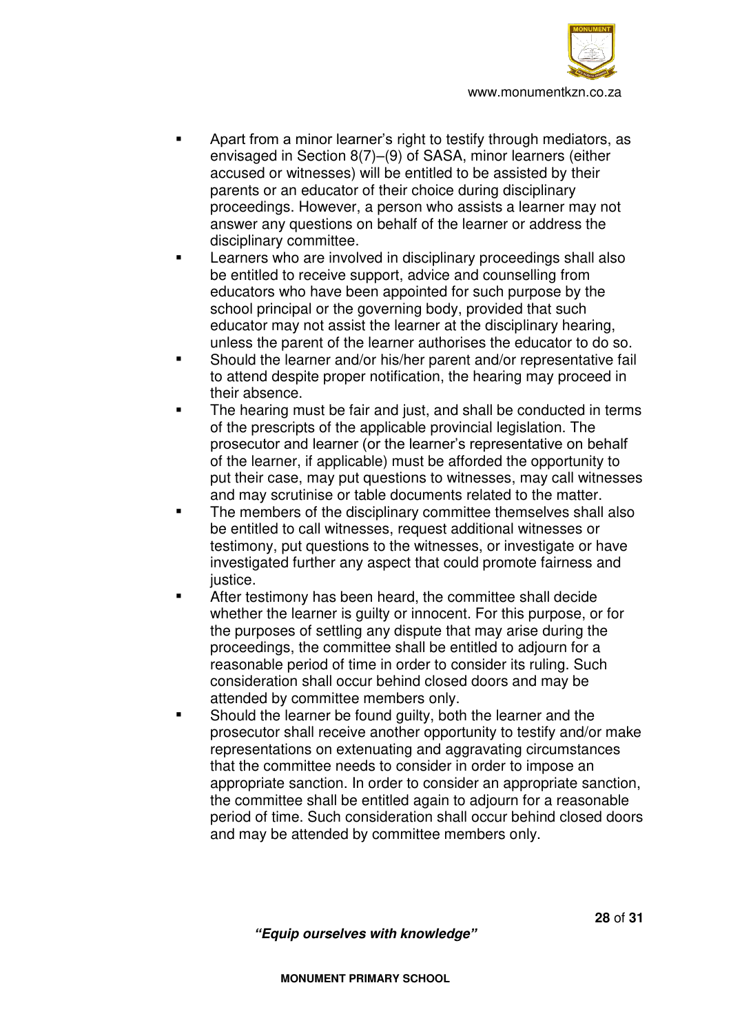- Apart from a minor learner's right to testify through mediators, as envisaged in Section 8(7)–(9) of SASA, minor learners (either accused or witnesses) will be entitled to be assisted by their parents or an educator of their choice during disciplinary proceedings. However, a person who assists a learner may not answer any questions on behalf of the learner or address the disciplinary committee.
- Learners who are involved in disciplinary proceedings shall also be entitled to receive support, advice and counselling from educators who have been appointed for such purpose by the school principal or the governing body, provided that such educator may not assist the learner at the disciplinary hearing, unless the parent of the learner authorises the educator to do so.
- Should the learner and/or his/her parent and/or representative fail to attend despite proper notification, the hearing may proceed in their absence.
- The hearing must be fair and just, and shall be conducted in terms of the prescripts of the applicable provincial legislation. The prosecutor and learner (or the learner's representative on behalf of the learner, if applicable) must be afforded the opportunity to put their case, may put questions to witnesses, may call witnesses and may scrutinise or table documents related to the matter.
- The members of the disciplinary committee themselves shall also be entitled to call witnesses, request additional witnesses or testimony, put questions to the witnesses, or investigate or have investigated further any aspect that could promote fairness and justice.
- After testimony has been heard, the committee shall decide whether the learner is guilty or innocent. For this purpose, or for the purposes of settling any dispute that may arise during the proceedings, the committee shall be entitled to adjourn for a reasonable period of time in order to consider its ruling. Such consideration shall occur behind closed doors and may be attended by committee members only.
- Should the learner be found guilty, both the learner and the prosecutor shall receive another opportunity to testify and/or make representations on extenuating and aggravating circumstances that the committee needs to consider in order to impose an appropriate sanction. In order to consider an appropriate sanction, the committee shall be entitled again to adjourn for a reasonable period of time. Such consideration shall occur behind closed doors and may be attended by committee members only.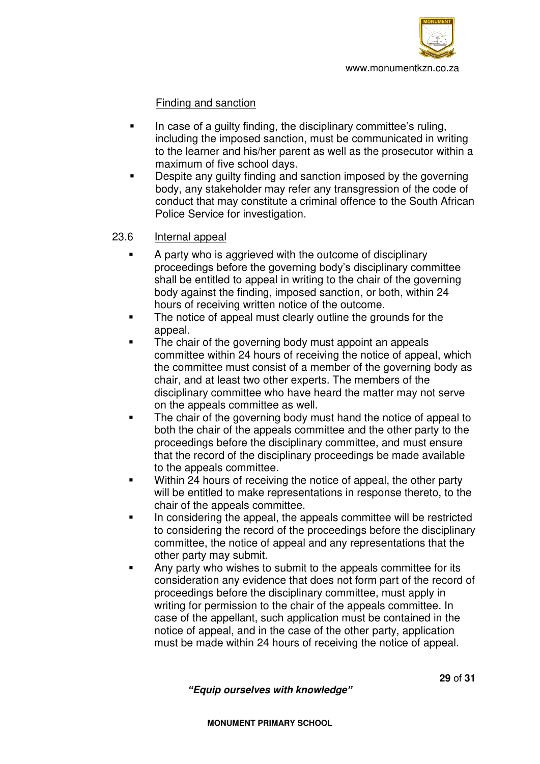Finding and sanction

- In case of a guilty finding, the disciplinary committee's ruling, including the imposed sanction, must be communicated in writing to the learner and his/her parent as well as the prosecutor within a maximum of five school days.
- Despite any guilty finding and sanction imposed by the governing body, any stakeholder may refer any transgression of the code of conduct that may constitute a criminal offence to the South African Police Service for investigation.

23.6 Internal appeal

- A party who is aggrieved with the outcome of disciplinary proceedings before the governing body's disciplinary committee shall be entitled to appeal in writing to the chair of the governing body against the finding, imposed sanction, or both, within 24 hours of receiving written notice of the outcome.
- The notice of appeal must clearly outline the grounds for the appeal.
- The chair of the governing body must appoint an appeals committee within 24 hours of receiving the notice of appeal, which the committee must consist of a member of the governing body as chair, and at least two other experts. The members of the disciplinary committee who have heard the matter may not serve on the appeals committee as well.
- The chair of the governing body must hand the notice of appeal to both the chair of the appeals committee and the other party to the proceedings before the disciplinary committee, and must ensure that the record of the disciplinary proceedings be made available to the appeals committee.
- Within 24 hours of receiving the notice of appeal, the other party will be entitled to make representations in response thereto, to the chair of the appeals committee.
- In considering the appeal, the appeals committee will be restricted to considering the record of the proceedings before the disciplinary committee, the notice of appeal and any representations that the other party may submit.
- Any party who wishes to submit to the appeals committee for its consideration any evidence that does not form part of the record of proceedings before the disciplinary committee, must apply in writing for permission to the chair of the appeals committee. In case of the appellant, such application must be contained in the notice of appeal, and in the case of the other party, application must be made within 24 hours of receiving the notice of appeal.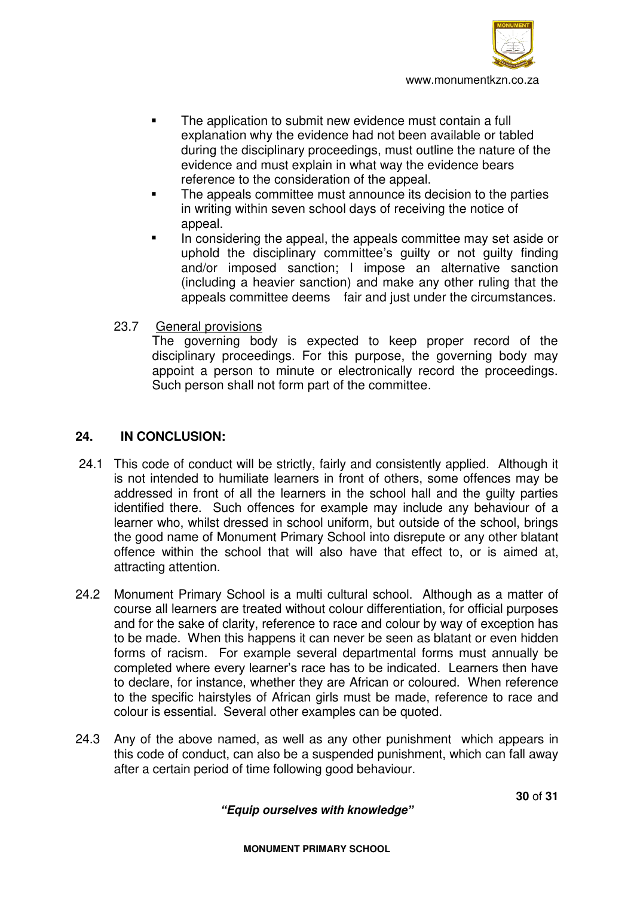- The application to submit new evidence must contain a full explanation why the evidence had not been available or tabled during the disciplinary proceedings, must outline the nature of the evidence and must explain in what way the evidence bears reference to the consideration of the appeal.
- The appeals committee must announce its decision to the parties in writing within seven school days of receiving the notice of appeal.
- In considering the appeal, the appeals committee may set aside or uphold the disciplinary committee's guilty or not guilty finding and/or imposed sanction; I impose an alternative sanction (including a heavier sanction) and make any other ruling that the appeals committee deems fair and just under the circumstances.

23.7 General provisions

The governing body is expected to keep proper record of the disciplinary proceedings. For this purpose, the governing body may appoint a person to minute or electronically record the proceedings. Such person shall not form part of the committee.

## 24. IN CONCLUSION:

24.1 This code of conduct will be strictly, fairly and consistently applied. Although it is not intended to humiliate learners in front of others, some offences may be addressed in front of all the learners in the school hall and the guilty parties identified there. Such offences for example may include any behaviour of a learner who, whilst dressed in school uniform, but outside of the school, brings the good name of Monument Primary School into disrepute or any other blatant offence within the school that will also have that effect to, or is aimed at, attracting attention.

24.2 Monument Primary School is a multi cultural school. Although as a matter of course all learners are treated without colour differentiation, for official purposes and for the sake of clarity, reference to race and colour by way of exception has to be made. When this happens it can never be seen as blatant or even hidden forms of racism. For example several departmental forms must annually be completed where every learner's race has to be indicated. Learners then have to declare, for instance, whether they are African or coloured. When reference to the specific hairstyles of African girls must be made, reference to race and colour is essential. Several other examples can be quoted.

24.3 Any of the above named, as well as any other punishment which appears in this code of conduct, can also be a suspended punishment, which can fall away after a certain period of time following good behaviour.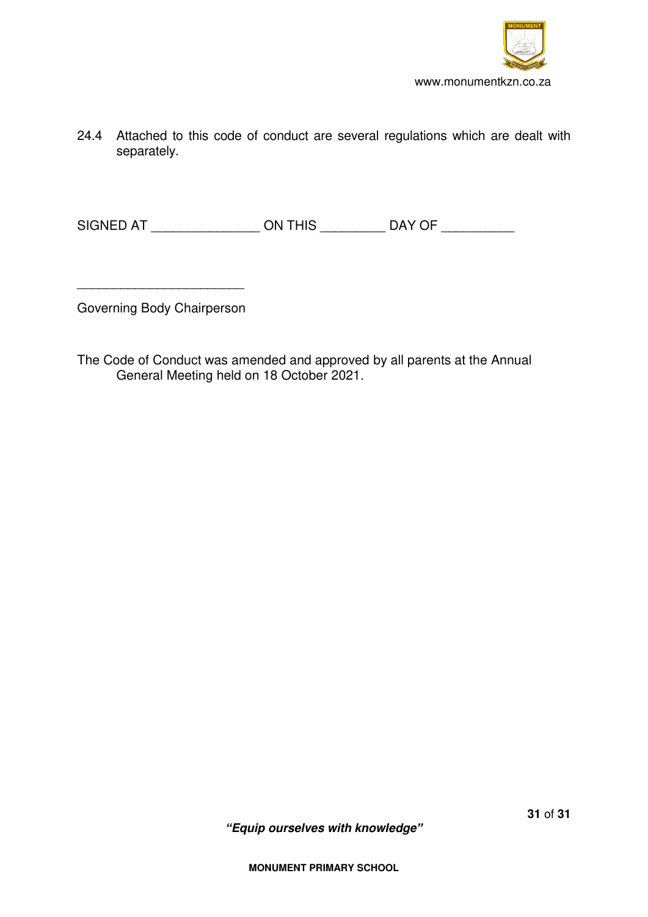24.4 Attached to this code of conduct are several regulations which are dealt with separately.

SIGNED AT _______________ ON THIS _________ DAY OF __________

________________________

Governing Body Chairperson

The Code of Conduct was amended and approved by all parents at the Annual General Meeting held on 18 October 2021.